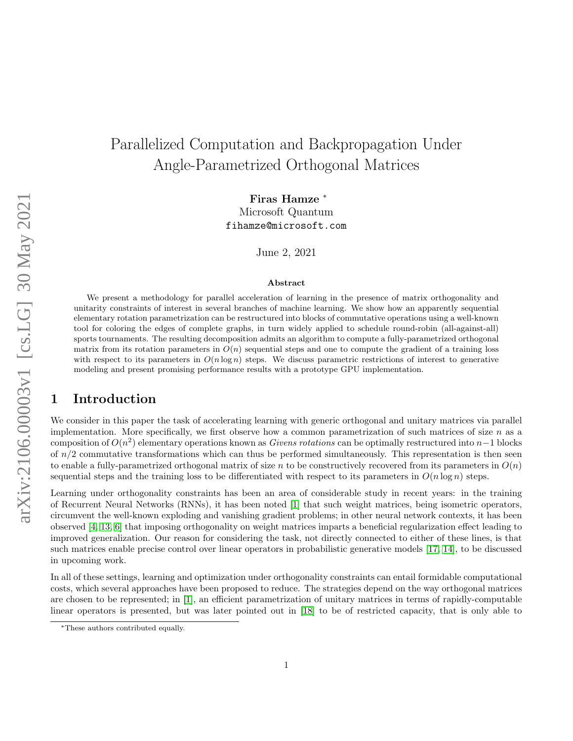# Parallelized Computation and Backpropagation Under Angle-Parametrized Orthogonal Matrices

**Firas Hamze** *
Microsoft Quantum
fihamze@microsoft.com

June 2, 2021

### Abstract

We present a methodology for parallel acceleration of learning in the presence of matrix orthogonality and unitarity constraints of interest in several branches of machine learning. We show how an apparently sequential elementary rotation parametrization can be restructured into blocks of commutative operations using a well-known tool for coloring the edges of complete graphs, in turn widely applied to schedule round-robin (all-against-all) sports tournaments. The resulting decomposition admits an algorithm to compute a fully-parametrized orthogonal matrix from its rotation parameters in $O(n)$ sequential steps and one to compute the gradient of a training loss with respect to its parameters in $O(n \log n)$ steps. We discuss parametric restrictions of interest to generative modeling and present promising performance results with a prototype GPU implementation.

## 1 Introduction

We consider in this paper the task of accelerating learning with generic orthogonal and unitary matrices via parallel implementation. More specifically, we first observe how a common parametrization of such matrices of size $n$ as a composition of $O(n^2)$ elementary operations known as *Givens rotations* can be optimally restructured into $n-1$ blocks of $n/2$ commutative transformations which can thus be performed simultaneously. This representation is then seen to enable a fully-parametrized orthogonal matrix of size $n$ to be constructively recovered from its parameters in $O(n)$ sequential steps and the training loss to be differentiated with respect to its parameters in $O(n \log n)$ steps.

Learning under orthogonality constraints has been an area of considerable study in recent years: in the training of Recurrent Neural Networks (RNNs), it has been noted [1] that such weight matrices, being isometric operators, circumvent the well-known exploding and vanishing gradient problems; in other neural network contexts, it has been observed [4, 13, 6] that imposing orthogonality on weight matrices imparts a beneficial regularization effect leading to improved generalization. Our reason for considering the task, not directly connected to either of these lines, is that such matrices enable precise control over linear operators in probabilistic generative models [17, 14], to be discussed in upcoming work.

In all of these settings, learning and optimization under orthogonality constraints can entail formidable computational costs, which several approaches have been proposed to reduce. The strategies depend on the way orthogonal matrices are chosen to be represented; in [1], an efficient parametrization of unitary matrices in terms of rapidly-computable linear operators is presented, but was later pointed out in [18] to be of restricted capacity, that is only able to

*These authors contributed equally.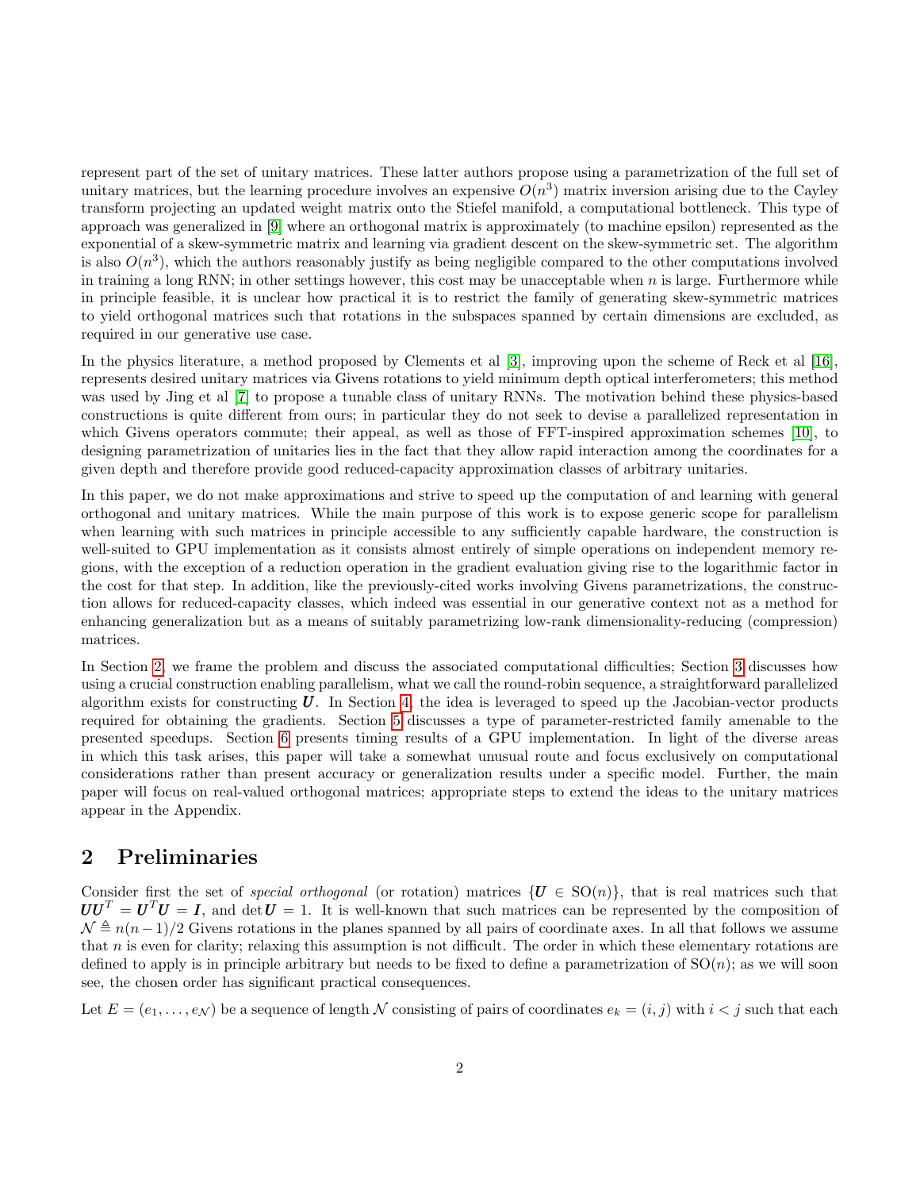represent part of the set of unitary matrices. These latter authors propose using a parametrization of the full set of unitary matrices, but the learning procedure involves an expensive $O(n^3)$ matrix inversion arising due to the Cayley transform projecting an updated weight matrix onto the Stiefel manifold, a computational bottleneck. This type of approach was generalized in [9] where an orthogonal matrix is approximately (to machine epsilon) represented as the exponential of a skew-symmetric matrix and learning via gradient descent on the skew-symmetric set. The algorithm is also $O(n^3)$, which the authors reasonably justify as being negligible compared to the other computations involved in training a long RNN; in other settings however, this cost may be unacceptable when $n$ is large. Furthermore while in principle feasible, it is unclear how practical it is to restrict the family of generating skew-symmetric matrices to yield orthogonal matrices such that rotations in the subspaces spanned by certain dimensions are excluded, as required in our generative use case.

In the physics literature, a method proposed by Clements et al [3], improving upon the scheme of Reck et al [16], represents desired unitary matrices via Givens rotations to yield minimum depth optical interferometers; this method was used by Jing et al [7] to propose a tunable class of unitary RNNs. The motivation behind these physics-based constructions is quite different from ours; in particular they do not seek to devise a parallelized representation in which Givens operators commute; their appeal, as well as those of FFT-inspired approximation schemes [10], to designing parametrization of unitaries lies in the fact that they allow rapid interaction among the coordinates for a given depth and therefore provide good reduced-capacity approximation classes of arbitrary unitaries.

In this paper, we do not make approximations and strive to speed up the computation of and learning with general orthogonal and unitary matrices. While the main purpose of this work is to expose generic scope for parallelism when learning with such matrices in principle accessible to any sufficiently capable hardware, the construction is well-suited to GPU implementation as it consists almost entirely of simple operations on independent memory regions, with the exception of a reduction operation in the gradient evaluation giving rise to the logarithmic factor in the cost for that step. In addition, like the previously-cited works involving Givens parametrizations, the construction allows for reduced-capacity classes, which indeed was essential in our generative context not as a method for enhancing generalization but as a means of suitably parametrizing low-rank dimensionality-reducing (compression) matrices.

In Section 2, we frame the problem and discuss the associated computational difficulties; Section 3 discusses how using a crucial construction enabling parallelism, what we call the round-robin sequence, a straightforward parallelized algorithm exists for constructing $\boldsymbol{U}$. In Section 4, the idea is leveraged to speed up the Jacobian-vector products required for obtaining the gradients. Section 5 discusses a type of parameter-restricted family amenable to the presented speedups. Section 6 presents timing results of a GPU implementation. In light of the diverse areas in which this task arises, this paper will take a somewhat unusual route and focus exclusively on computational considerations rather than present accuracy or generalization results under a specific model. Further, the main paper will focus on real-valued orthogonal matrices; appropriate steps to extend the ideas to the unitary matrices appear in the Appendix.

## 2 Preliminaries

Consider first the set of *special orthogonal* (or rotation) matrices $\{\boldsymbol{U} \in \mathrm{SO}(n)\}$, that is real matrices such that $\boldsymbol{U}\boldsymbol{U}^T = \boldsymbol{U}^T\boldsymbol{U} = \boldsymbol{I}$, and $\det \boldsymbol{U} = 1$. It is well-known that such matrices can be represented by the composition of $\mathcal{N} \triangleq n(n-1)/2$ Givens rotations in the planes spanned by all pairs of coordinate axes. In all that follows we assume that $n$ is even for clarity; relaxing this assumption is not difficult. The order in which these elementary rotations are defined to apply is in principle arbitrary but needs to be fixed to define a parametrization of $\mathrm{SO}(n)$; as we will soon see, the chosen order has significant practical consequences.

Let $E = (e_1, \ldots, e_{\mathcal{N}})$ be a sequence of length $\mathcal{N}$ consisting of pairs of coordinates $e_k = (i, j)$ with $i < j$ such that each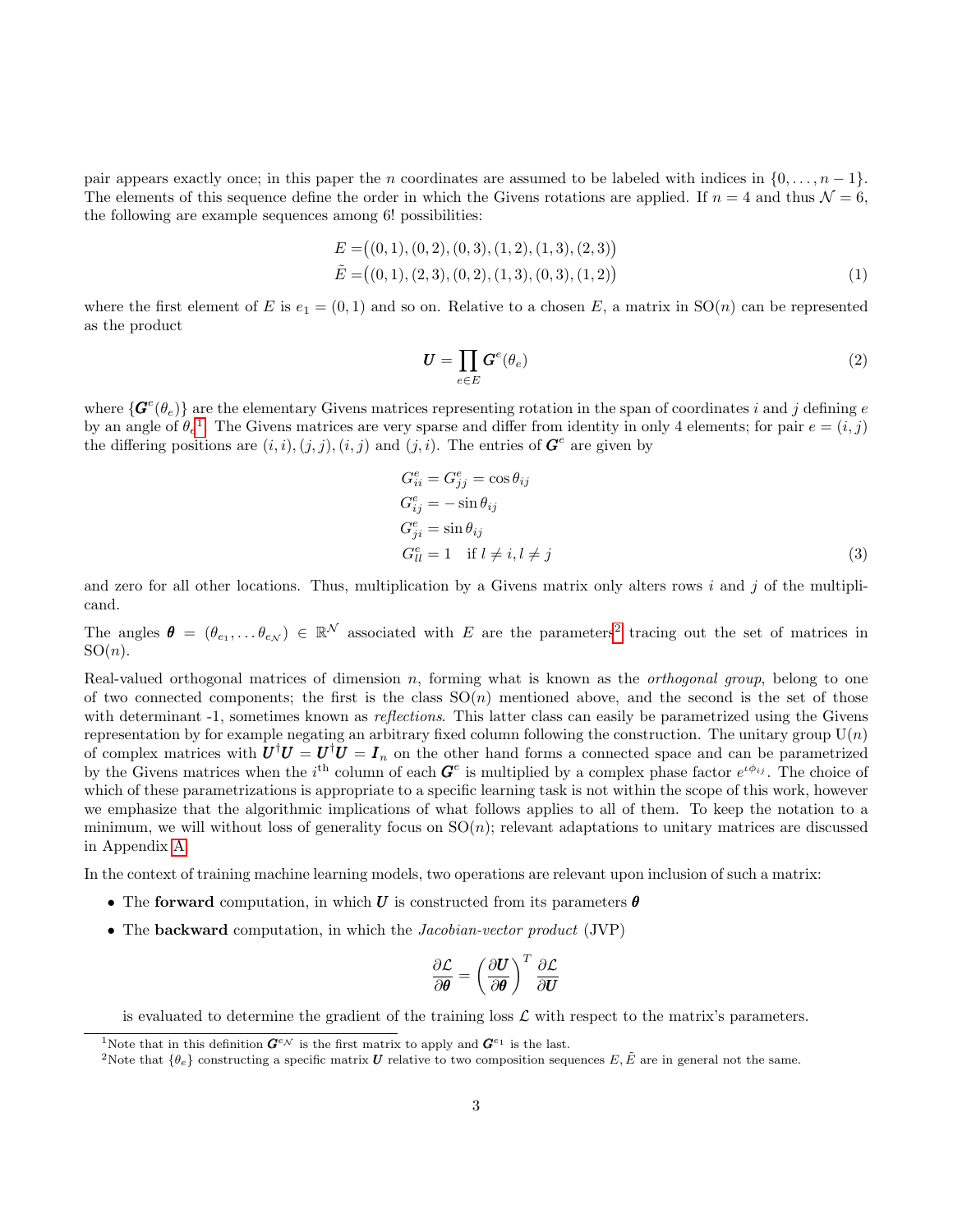pair appears exactly once; in this paper the $n$ coordinates are assumed to be labeled with indices in $\{0, \ldots, n-1\}$. The elements of this sequence define the order in which the Givens rotations are applied. If $n = 4$ and thus $\mathcal{N} = 6$, the following are example sequences among 6! possibilities:

$$
\begin{aligned}
E &= \big((0,1),(0,2),(0,3),(1,2),(1,3),(2,3)\big) \\
\tilde{E} &= \big((0,1),(2,3),(0,2),(1,3),(0,3),(1,2)\big)
\end{aligned} \tag{1}
$$

where the first element of $E$ is $e_1 = (0,1)$ and so on. Relative to a chosen $E$, a matrix in $\mathrm{SO}(n)$ can be represented as the product

$$
\boldsymbol{U} = \prod_{e \in E} \boldsymbol{G}^e(\theta_e) \tag{2}
$$

where $\{\boldsymbol{G}^e(\theta_e)\}$ are the elementary Givens matrices representing rotation in the span of coordinates $i$ and $j$ defining $e$ by an angle of $\theta_e$[1]. The Givens matrices are very sparse and differ from identity in only 4 elements; for pair $e = (i,j)$ the differing positions are $(i,i), (j,j), (i,j)$ and $(j,i)$. The entries of $\boldsymbol{G}^e$ are given by

$$
\begin{aligned}
G^e_{ii} &= G^e_{jj} = \cos\theta_{ij} \\
G^e_{ij} &= -\sin\theta_{ij} \\
G^e_{ji} &= \sin\theta_{ij} \\
G^e_{ll} &= 1 \quad \text{if } l \neq i, l \neq j
\end{aligned} \tag{3}
$$

and zero for all other locations. Thus, multiplication by a Givens matrix only alters rows $i$ and $j$ of the multiplicand.

The angles $\boldsymbol{\theta} = (\theta_{e_1}, \ldots \theta_{e_\mathcal{N}}) \in \mathbb{R}^\mathcal{N}$ associated with $E$ are the parameters[2] tracing out the set of matrices in $\mathrm{SO}(n)$.

Real-valued orthogonal matrices of dimension $n$, forming what is known as the *orthogonal group*, belong to one of two connected components; the first is the class $\mathrm{SO}(n)$ mentioned above, and the second is the set of those with determinant -1, sometimes known as *reflections*. This latter class can easily be parametrized using the Givens representation by for example negating an arbitrary fixed column following the construction. The unitary group $\mathrm{U}(n)$ of complex matrices with $\boldsymbol{U}^\dagger\boldsymbol{U} = \boldsymbol{U}^\dagger\boldsymbol{U} = \boldsymbol{I}_n$ on the other hand forms a connected space and can be parametrized by the Givens matrices when the $i^{\text{th}}$ column of each $\boldsymbol{G}^e$ is multiplied by a complex phase factor $e^{\iota\phi_{ij}}$. The choice of which of these parametrizations is appropriate to a specific learning task is not within the scope of this work, however we emphasize that the algorithmic implications of what follows applies to all of them. To keep the notation to a minimum, we will without loss of generality focus on $\mathrm{SO}(n)$; relevant adaptations to unitary matrices are discussed in Appendix A.

In the context of training machine learning models, two operations are relevant upon inclusion of such a matrix:

- The **forward** computation, in which $\boldsymbol{U}$ is constructed from its parameters $\boldsymbol{\theta}$
- The **backward** computation, in which the *Jacobian-vector product* (JVP)

$$
\frac{\partial \mathcal{L}}{\partial \boldsymbol{\theta}} = \left(\frac{\partial \boldsymbol{U}}{\partial \boldsymbol{\theta}}\right)^T \frac{\partial \mathcal{L}}{\partial \boldsymbol{U}}
$$

  is evaluated to determine the gradient of the training loss $\mathcal{L}$ with respect to the matrix's parameters.

[1] Note that in this definition $\boldsymbol{G}^{e_\mathcal{N}}$ is the first matrix to apply and $\boldsymbol{G}^{e_1}$ is the last.

[2] Note that $\{\theta_e\}$ constructing a specific matrix $\boldsymbol{U}$ relative to two composition sequences $E, \tilde{E}$ are in general not the same.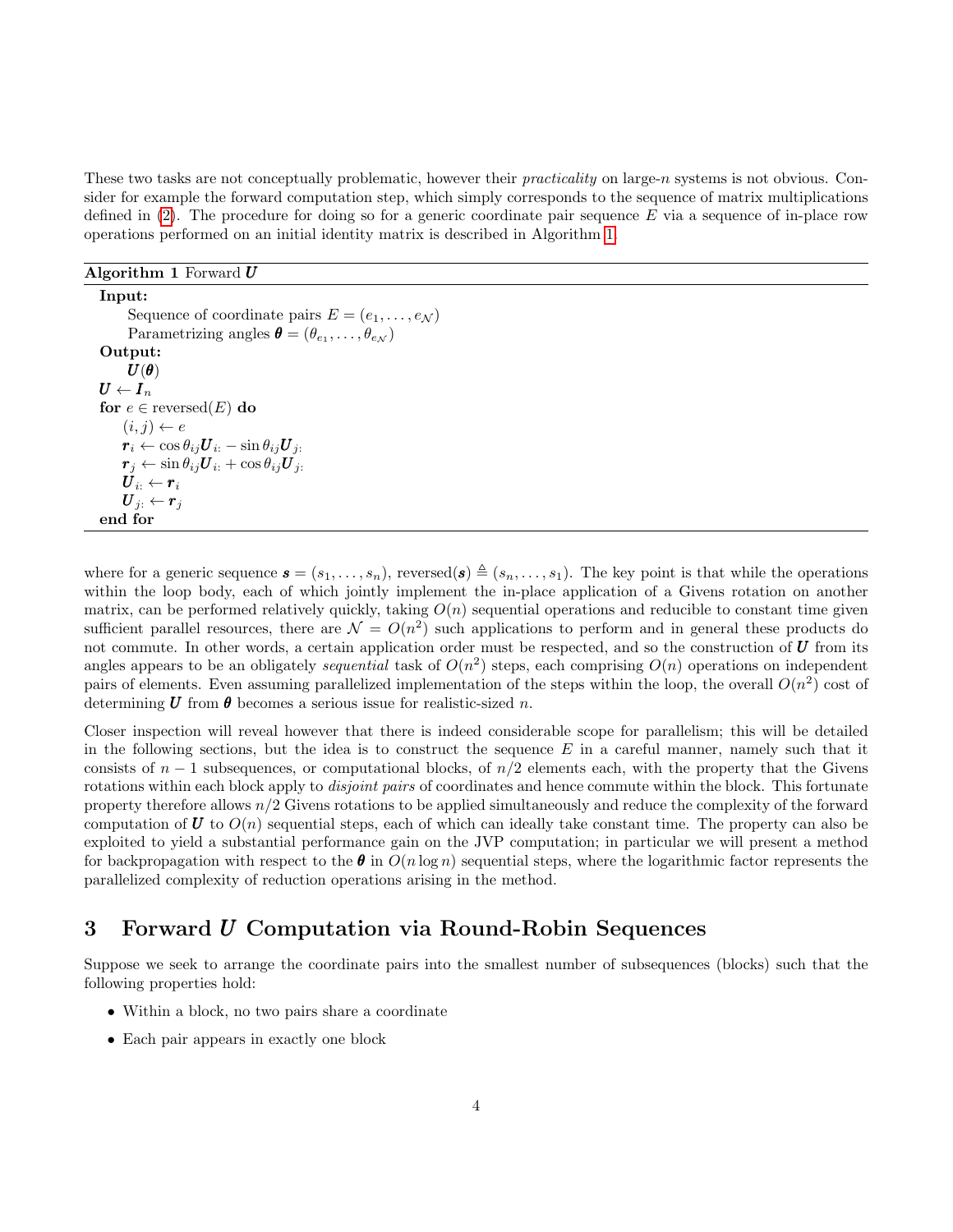These two tasks are not conceptually problematic, however their *practicality* on large-$n$ systems is not obvious. Consider for example the forward computation step, which simply corresponds to the sequence of matrix multiplications defined in (2). The procedure for doing so for a generic coordinate pair sequence $E$ via a sequence of in-place row operations performed on an initial identity matrix is described in Algorithm 1.

**Algorithm 1** Forward $\boldsymbol{U}$

```
Input:
    Sequence of coordinate pairs E = (e_1, ..., e_N)
    Parametrizing angles θ = (θ_{e_1}, ..., θ_{e_N})
Output:
    U(θ)
U ← I_n
for e ∈ reversed(E) do
    (i, j) ← e
    r_i ← cos θ_ij U_{i:} − sin θ_ij U_{j:}
    r_j ← sin θ_ij U_{i:} + cos θ_ij U_{j:}
    U_{i:} ← r_i
    U_{j:} ← r_j
end for
```

where for a generic sequence $\boldsymbol{s} = (s_1, \ldots, s_n)$, reversed$(\boldsymbol{s}) \triangleq (s_n, \ldots, s_1)$. The key point is that while the operations within the loop body, each of which jointly implement the in-place application of a Givens rotation on another matrix, can be performed relatively quickly, taking $O(n)$ sequential operations and reducible to constant time given sufficient parallel resources, there are $\mathcal{N} = O(n^2)$ such applications to perform and in general these products do not commute. In other words, a certain application order must be respected, and so the construction of $\boldsymbol{U}$ from its angles appears to be an obligately *sequential* task of $O(n^2)$ steps, each comprising $O(n)$ operations on independent pairs of elements. Even assuming parallelized implementation of the steps within the loop, the overall $O(n^2)$ cost of determining $\boldsymbol{U}$ from $\boldsymbol{\theta}$ becomes a serious issue for realistic-sized $n$.

Closer inspection will reveal however that there is indeed considerable scope for parallelism; this will be detailed in the following sections, but the idea is to construct the sequence $E$ in a careful manner, namely such that it consists of $n-1$ subsequences, or computational blocks, of $n/2$ elements each, with the property that the Givens rotations within each block apply to *disjoint pairs* of coordinates and hence commute within the block. This fortunate property therefore allows $n/2$ Givens rotations to be applied simultaneously and reduce the complexity of the forward computation of $\boldsymbol{U}$ to $O(n)$ sequential steps, each of which can ideally take constant time. The property can also be exploited to yield a substantial performance gain on the JVP computation; in particular we will present a method for backpropagation with respect to the $\boldsymbol{\theta}$ in $O(n \log n)$ sequential steps, where the logarithmic factor represents the parallelized complexity of reduction operations arising in the method.

## 3 Forward $U$ Computation via Round-Robin Sequences

Suppose we seek to arrange the coordinate pairs into the smallest number of subsequences (blocks) such that the following properties hold:

- Within a block, no two pairs share a coordinate
- Each pair appears in exactly one block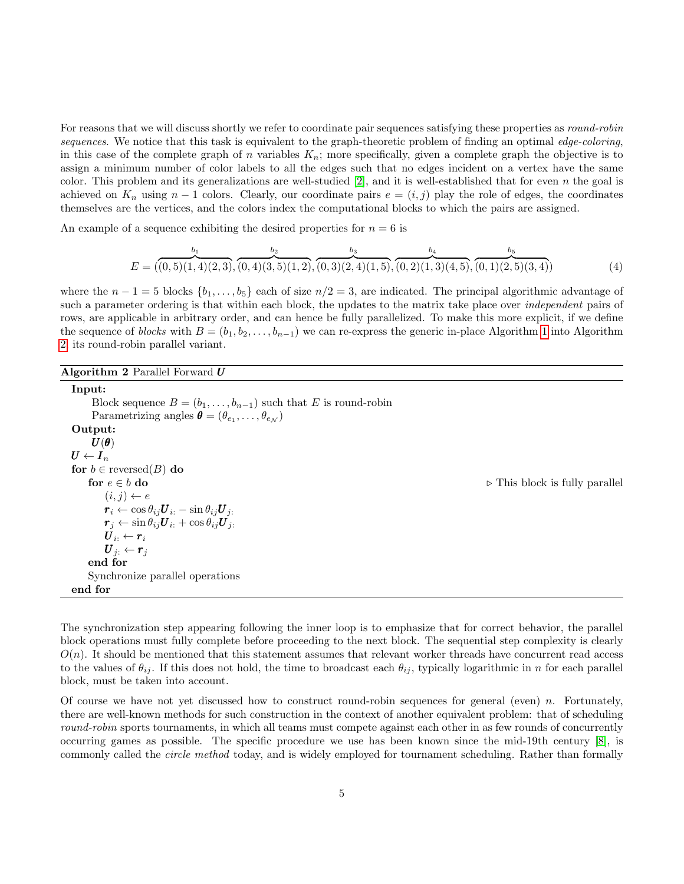For reasons that we will discuss shortly we refer to coordinate pair sequences satisfying these properties as *round-robin sequences*. We notice that this task is equivalent to the graph-theoretic problem of finding an optimal *edge-coloring*, in this case of the complete graph of $n$ variables $K_n$; more specifically, given a complete graph the objective is to assign a minimum number of color labels to all the edges such that no edges incident on a vertex have the same color. This problem and its generalizations are well-studied [2], and it is well-established that for even $n$ the goal is achieved on $K_n$ using $n-1$ colors. Clearly, our coordinate pairs $e = (i, j)$ play the role of edges, the coordinates themselves are the vertices, and the colors index the computational blocks to which the pairs are assigned.

An example of a sequence exhibiting the desired properties for $n = 6$ is

$$E = (\overbrace{(0,5)(1,4)(2,3)}^{b_1}, \overbrace{(0,4)(3,5)(1,2)}^{b_2}, \overbrace{(0,3)(2,4)(1,5)}^{b_3}, \overbrace{(0,2)(1,3)(4,5)}^{b_4}, \overbrace{(0,1)(2,5)(3,4)}^{b_5}) \tag{4}$$

where the $n-1 = 5$ blocks $\{b_1, \ldots, b_5\}$ each of size $n/2 = 3$, are indicated. The principal algorithmic advantage of such a parameter ordering is that within each block, the updates to the matrix take place over *independent* pairs of rows, are applicable in arbitrary order, and can hence be fully parallelized. To make this more explicit, if we define the sequence of *blocks* with $B = (b_1, b_2, \ldots, b_{n-1})$ we can re-express the generic in-place Algorithm 1 into Algorithm 2, its round-robin parallel variant.

**Algorithm 2** Parallel Forward $\boldsymbol{U}$

**Input:**
  Block sequence $B = (b_1, \ldots, b_{n-1})$ such that $E$ is round-robin
  Parametrizing angles $\boldsymbol{\theta} = (\theta_{e_1}, \ldots, \theta_{e_\mathcal{N}})$
**Output:**
  $\boldsymbol{U}(\boldsymbol{\theta})$

$\boldsymbol{U} \leftarrow \boldsymbol{I}_n$
**for** $b \in \text{reversed}(B)$ **do**
  **for** $e \in b$ **do** ▷ This block is fully parallel
    $(i, j) \leftarrow e$
    $\boldsymbol{r}_i \leftarrow \cos\theta_{ij}\boldsymbol{U}_{i:} - \sin\theta_{ij}\boldsymbol{U}_{j:}$
    $\boldsymbol{r}_j \leftarrow \sin\theta_{ij}\boldsymbol{U}_{i:} + \cos\theta_{ij}\boldsymbol{U}_{j:}$
    $\boldsymbol{U}_{i:} \leftarrow \boldsymbol{r}_i$
    $\boldsymbol{U}_{j:} \leftarrow \boldsymbol{r}_j$
  **end for**
  Synchronize parallel operations
**end for**

The synchronization step appearing following the inner loop is to emphasize that for correct behavior, the parallel block operations must fully complete before proceeding to the next block. The sequential step complexity is clearly $O(n)$. It should be mentioned that this statement assumes that relevant worker threads have concurrent read access to the values of $\theta_{ij}$. If this does not hold, the time to broadcast each $\theta_{ij}$, typically logarithmic in $n$ for each parallel block, must be taken into account.

Of course we have not yet discussed how to construct round-robin sequences for general (even) $n$. Fortunately, there are well-known methods for such construction in the context of another equivalent problem: that of scheduling *round-robin* sports tournaments, in which all teams must compete against each other in as few rounds of concurrently occurring games as possible. The specific procedure we use has been known since the mid-19th century [8], is commonly called the *circle method* today, and is widely employed for tournament scheduling. Rather than formally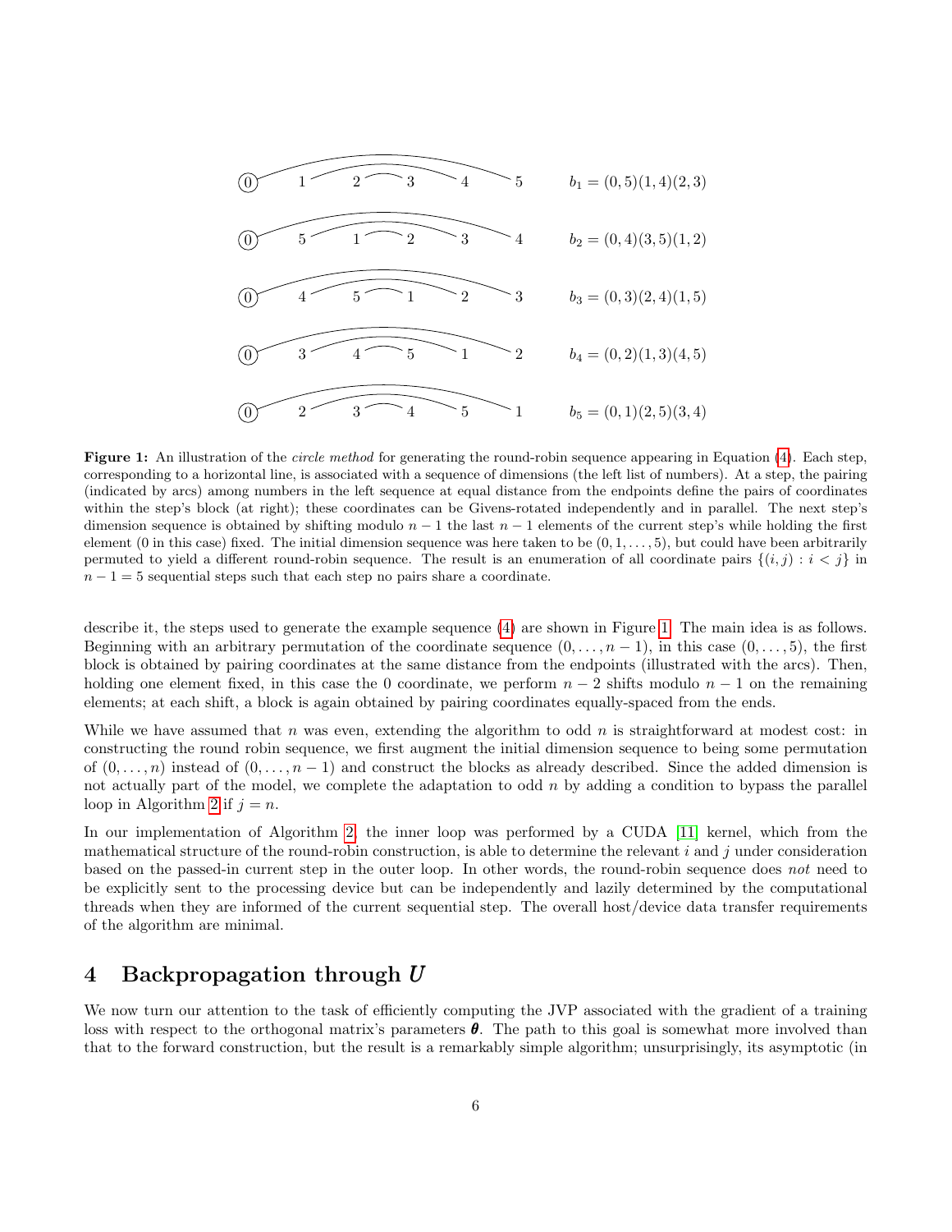$b_1 = (0,5)(1,4)(2,3)$

$b_2 = (0,4)(3,5)(1,2)$

$b_3 = (0,3)(2,4)(1,5)$

$b_4 = (0,2)(1,3)(4,5)$

$b_5 = (0,1)(2,5)(3,4)$

**Figure 1:** An illustration of the *circle method* for generating the round-robin sequence appearing in Equation (4). Each step, corresponding to a horizontal line, is associated with a sequence of dimensions (the left list of numbers). At a step, the pairing (indicated by arcs) among numbers in the left sequence at equal distance from the endpoints define the pairs of coordinates within the step's block (at right); these coordinates can be Givens-rotated independently and in parallel. The next step's dimension sequence is obtained by shifting modulo $n-1$ the last $n-1$ elements of the current step's while holding the first element (0 in this case) fixed. The initial dimension sequence was here taken to be $(0, 1, \ldots, 5)$, but could have been arbitrarily permuted to yield a different round-robin sequence. The result is an enumeration of all coordinate pairs $\{(i, j) : i < j\}$ in $n - 1 = 5$ sequential steps such that each step no pairs share a coordinate.

describe it, the steps used to generate the example sequence (4) are shown in Figure 1. The main idea is as follows. Beginning with an arbitrary permutation of the coordinate sequence $(0, \ldots, n-1)$, in this case $(0, \ldots, 5)$, the first block is obtained by pairing coordinates at the same distance from the endpoints (illustrated with the arcs). Then, holding one element fixed, in this case the 0 coordinate, we perform $n-2$ shifts modulo $n-1$ on the remaining elements; at each shift, a block is again obtained by pairing coordinates equally-spaced from the ends.

While we have assumed that $n$ was even, extending the algorithm to odd $n$ is straightforward at modest cost: in constructing the round robin sequence, we first augment the initial dimension sequence to being some permutation of $(0, \ldots, n)$ instead of $(0, \ldots, n-1)$ and construct the blocks as already described. Since the added dimension is not actually part of the model, we complete the adaptation to odd $n$ by adding a condition to bypass the parallel loop in Algorithm 2 if $j = n$.

In our implementation of Algorithm 2, the inner loop was performed by a CUDA [11] kernel, which from the mathematical structure of the round-robin construction, is able to determine the relevant $i$ and $j$ under consideration based on the passed-in current step in the outer loop. In other words, the round-robin sequence does *not* need to be explicitly sent to the processing device but can be independently and lazily determined by the computational threads when they are informed of the current sequential step. The overall host/device data transfer requirements of the algorithm are minimal.

## 4 Backpropagation through $U$

We now turn our attention to the task of efficiently computing the JVP associated with the gradient of a training loss with respect to the orthogonal matrix's parameters $\boldsymbol{\theta}$. The path to this goal is somewhat more involved than that to the forward construction, but the result is a remarkably simple algorithm; unsurprisingly, its asymptotic (in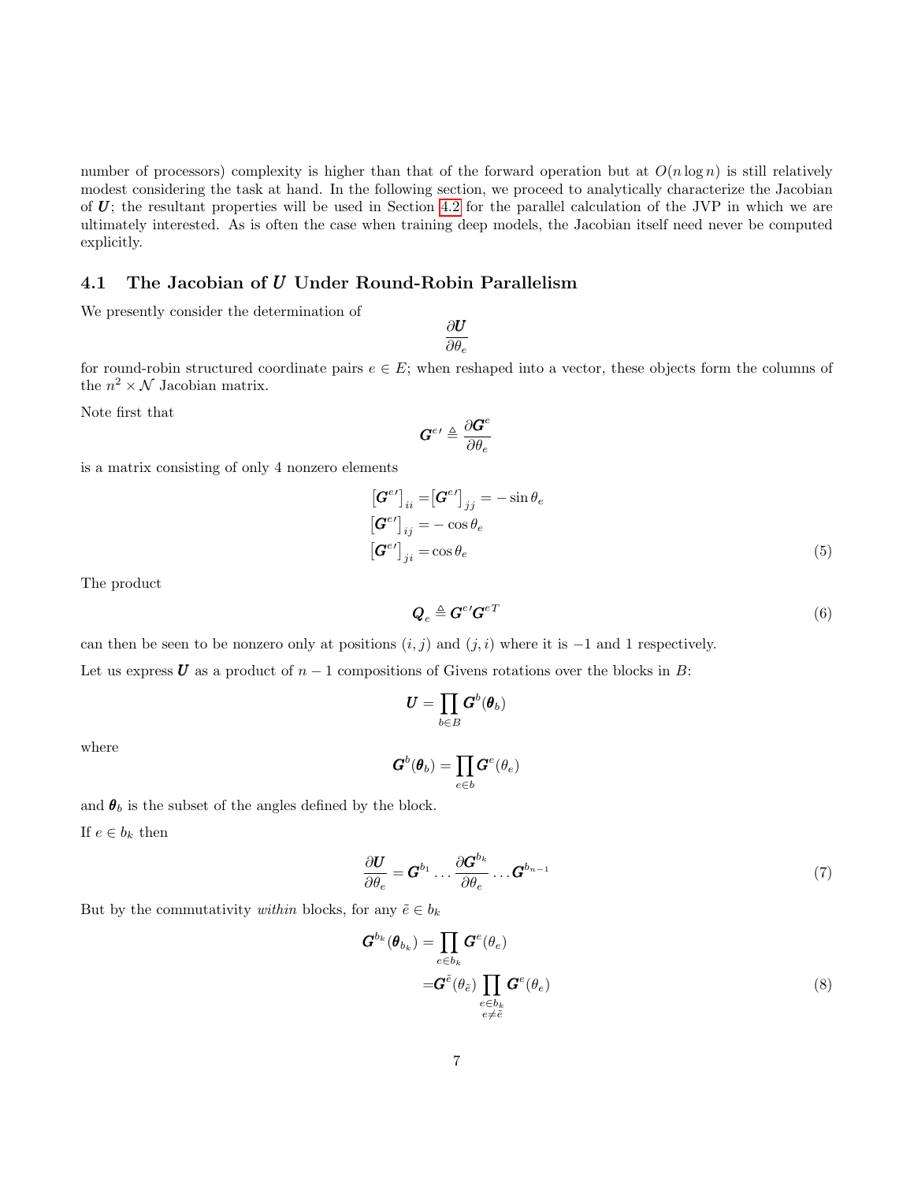number of processors) complexity is higher than that of the forward operation but at $O(n \log n)$ is still relatively modest considering the task at hand. In the following section, we proceed to analytically characterize the Jacobian of $\boldsymbol{U}$; the resultant properties will be used in Section 4.2 for the parallel calculation of the JVP in which we are ultimately interested. As is often the case when training deep models, the Jacobian itself need never be computed explicitly.

### 4.1 The Jacobian of $\boldsymbol{U}$ Under Round-Robin Parallelism

We presently consider the determination of

$$\frac{\partial \boldsymbol{U}}{\partial \theta_e}$$

for round-robin structured coordinate pairs $e \in E$; when reshaped into a vector, these objects form the columns of the $n^2 \times \mathcal{N}$ Jacobian matrix.

Note first that

$$\boldsymbol{G}^{e\prime} \triangleq \frac{\partial \boldsymbol{G}^e}{\partial \theta_e}$$

is a matrix consisting of only 4 nonzero elements

$$\begin{aligned}
\left[\boldsymbol{G}^{e\prime}\right]_{ii} =& \left[\boldsymbol{G}^{e\prime}\right]_{jj} = -\sin\theta_e \\
\left[\boldsymbol{G}^{e\prime}\right]_{ij} =& -\cos\theta_e \\
\left[\boldsymbol{G}^{e\prime}\right]_{ji} =& \cos\theta_e
\end{aligned} \tag{5}$$

The product

$$\boldsymbol{Q}_e \triangleq \boldsymbol{G}^{e\prime} \boldsymbol{G}^{eT} \tag{6}$$

can then be seen to be nonzero only at positions $(i, j)$ and $(j, i)$ where it is $-1$ and $1$ respectively.

Let us express $\boldsymbol{U}$ as a product of $n-1$ compositions of Givens rotations over the blocks in $B$:

$$\boldsymbol{U} = \prod_{b \in B} \boldsymbol{G}^b(\boldsymbol{\theta}_b)$$

where

$$\boldsymbol{G}^b(\boldsymbol{\theta}_b) = \prod_{e \in b} \boldsymbol{G}^e(\theta_e)$$

and $\boldsymbol{\theta}_b$ is the subset of the angles defined by the block.

If $e \in b_k$ then

$$\frac{\partial \boldsymbol{U}}{\partial \theta_e} = \boldsymbol{G}^{b_1} \dots \frac{\partial \boldsymbol{G}^{b_k}}{\partial \theta_e} \dots \boldsymbol{G}^{b_{n-1}} \tag{7}$$

But by the commutativity *within* blocks, for any $\tilde{e} \in b_k$

$$\begin{aligned}
\boldsymbol{G}^{b_k}(\boldsymbol{\theta}_{b_k}) =& \prod_{e \in b_k} \boldsymbol{G}^e(\theta_e) \\
=& \boldsymbol{G}^{\tilde{e}}(\theta_{\tilde{e}}) \prod_{\substack{e \in b_k \\ e \neq \tilde{e}}} \boldsymbol{G}^e(\theta_e)
\end{aligned} \tag{8}$$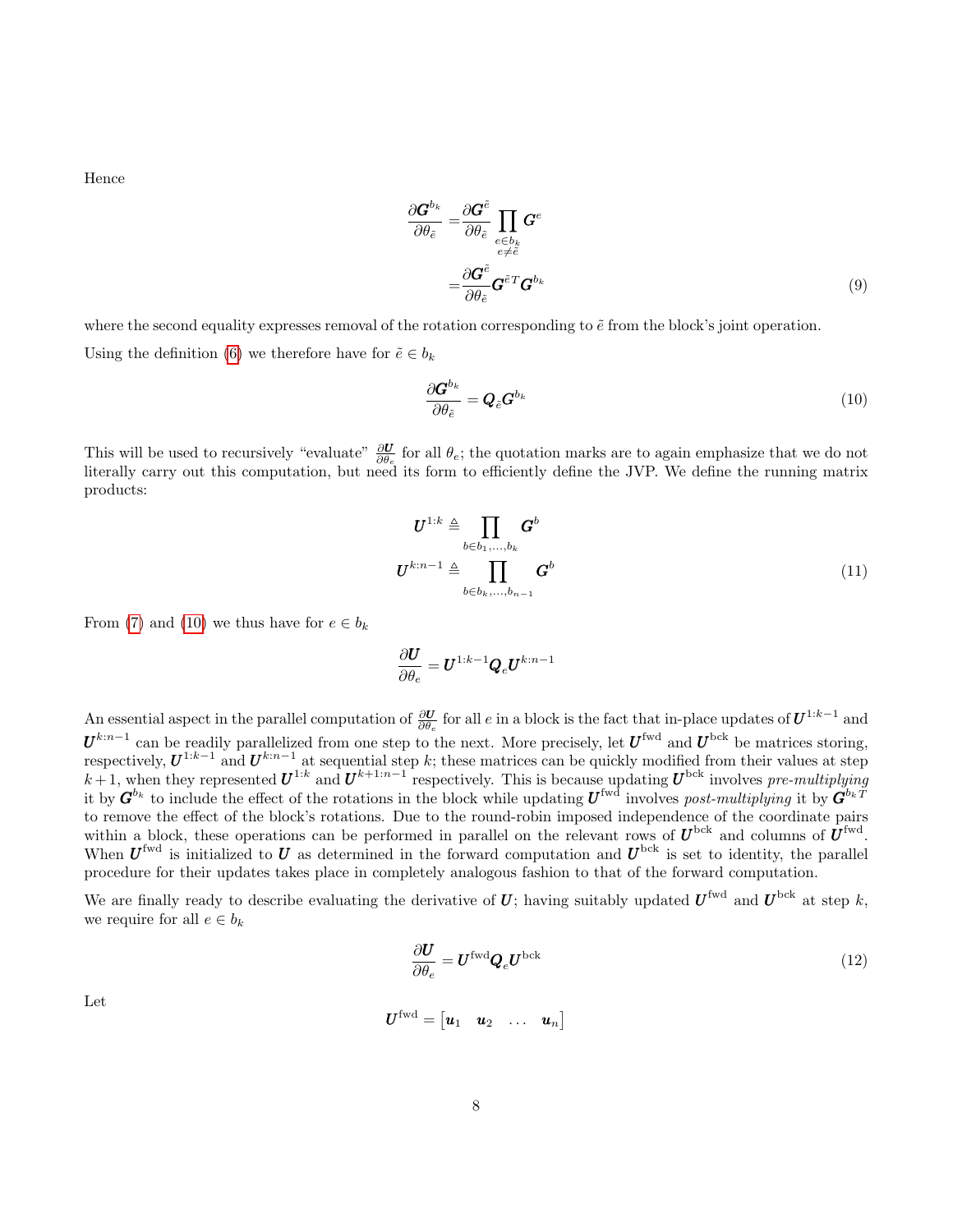Hence

$$
\begin{aligned}
\frac{\partial \boldsymbol{G}^{b_k}}{\partial \theta_{\tilde{e}}} &= \frac{\partial \boldsymbol{G}^{\tilde{e}}}{\partial \theta_{\tilde{e}}} \prod_{\substack{e \in b_k \\ e \neq \tilde{e}}} \boldsymbol{G}^{e} \\
&= \frac{\partial \boldsymbol{G}^{\tilde{e}}}{\partial \theta_{\tilde{e}}} \boldsymbol{G}^{\tilde{e}T} \boldsymbol{G}^{b_k}
\end{aligned} \tag{9}
$$

where the second equality expresses removal of the rotation corresponding to $\tilde{e}$ from the block's joint operation.

Using the definition (6) we therefore have for $\tilde{e} \in b_k$

$$
\frac{\partial \boldsymbol{G}^{b_k}}{\partial \theta_{\tilde{e}}} = \boldsymbol{Q}_{\tilde{e}} \boldsymbol{G}^{b_k} \tag{10}
$$

This will be used to recursively "evaluate" $\frac{\partial \boldsymbol{U}}{\partial \theta_e}$ for all $\theta_e$; the quotation marks are to again emphasize that we do not literally carry out this computation, but need its form to efficiently define the JVP. We define the running matrix products:

$$
\begin{aligned}
\boldsymbol{U}^{1:k} &\triangleq \prod_{b \in b_1, \ldots, b_k} \boldsymbol{G}^{b} \\
\boldsymbol{U}^{k:n-1} &\triangleq \prod_{b \in b_k, \ldots, b_{n-1}} \boldsymbol{G}^{b}
\end{aligned} \tag{11}
$$

From (7) and (10) we thus have for $e \in b_k$

$$
\frac{\partial \boldsymbol{U}}{\partial \theta_e} = \boldsymbol{U}^{1:k-1} \boldsymbol{Q}_e \boldsymbol{U}^{k:n-1}
$$

An essential aspect in the parallel computation of $\frac{\partial \boldsymbol{U}}{\partial \theta_e}$ for all $e$ in a block is the fact that in-place updates of $\boldsymbol{U}^{1:k-1}$ and $\boldsymbol{U}^{k:n-1}$ can be readily parallelized from one step to the next. More precisely, let $\boldsymbol{U}^{\text{fwd}}$ and $\boldsymbol{U}^{\text{bck}}$ be matrices storing, respectively, $\boldsymbol{U}^{1:k-1}$ and $\boldsymbol{U}^{k:n-1}$ at sequential step $k$; these matrices can be quickly modified from their values at step $k+1$, when they represented $\boldsymbol{U}^{1:k}$ and $\boldsymbol{U}^{k+1:n-1}$ respectively. This is because updating $\boldsymbol{U}^{\text{bck}}$ involves *pre-multiplying* it by $\boldsymbol{G}^{b_k}$ to include the effect of the rotations in the block while updating $\boldsymbol{U}^{\text{fwd}}$ involves *post-multiplying* it by $\boldsymbol{G}^{b_k T}$ to remove the effect of the block's rotations. Due to the round-robin imposed independence of the coordinate pairs within a block, these operations can be performed in parallel on the relevant rows of $\boldsymbol{U}^{\text{bck}}$ and columns of $\boldsymbol{U}^{\text{fwd}}$. When $\boldsymbol{U}^{\text{fwd}}$ is initialized to $\boldsymbol{U}$ as determined in the forward computation and $\boldsymbol{U}^{\text{bck}}$ is set to identity, the parallel procedure for their updates takes place in completely analogous fashion to that of the forward computation.

We are finally ready to describe evaluating the derivative of $\boldsymbol{U}$; having suitably updated $\boldsymbol{U}^{\text{fwd}}$ and $\boldsymbol{U}^{\text{bck}}$ at step $k$, we require for all $e \in b_k$

$$
\frac{\partial \boldsymbol{U}}{\partial \theta_e} = \boldsymbol{U}^{\text{fwd}} \boldsymbol{Q}_e \boldsymbol{U}^{\text{bck}} \tag{12}
$$

Let

$$
\boldsymbol{U}^{\text{fwd}} = \begin{bmatrix} \boldsymbol{u}_1 & \boldsymbol{u}_2 & \ldots & \boldsymbol{u}_n \end{bmatrix}
$$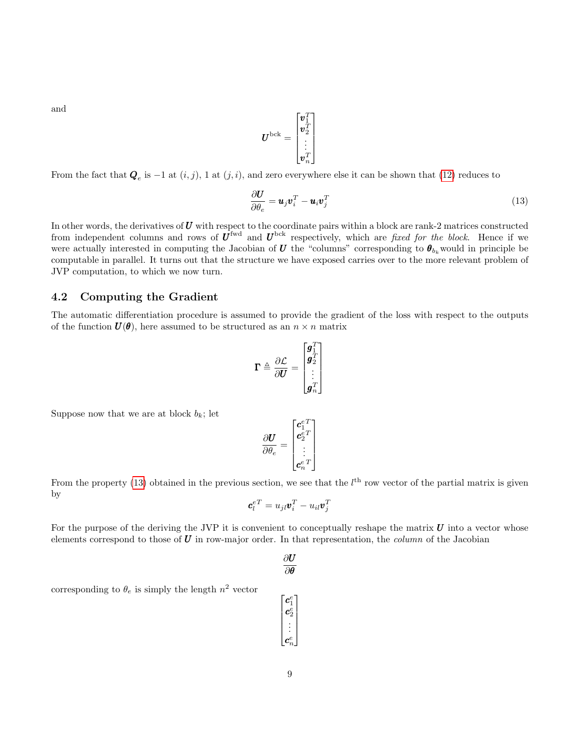and

$$\boldsymbol{U}^{\text{bck}} = \begin{bmatrix} \boldsymbol{v}_1^T \\ \boldsymbol{v}_2^T \\ \vdots \\ \boldsymbol{v}_n^T \end{bmatrix}$$

From the fact that $\boldsymbol{Q}_e$ is $-1$ at $(i, j)$, 1 at $(j, i)$, and zero everywhere else it can be shown that (12) reduces to

$$\frac{\partial \boldsymbol{U}}{\partial \theta_e} = \boldsymbol{u}_j \boldsymbol{v}_i^T - \boldsymbol{u}_i \boldsymbol{v}_j^T \tag{13}$$

In other words, the derivatives of $\boldsymbol{U}$ with respect to the coordinate pairs within a block are rank-2 matrices constructed from independent columns and rows of $\boldsymbol{U}^{\text{fwd}}$ and $\boldsymbol{U}^{\text{bck}}$ respectively, which are *fixed for the block*. Hence if we were actually interested in computing the Jacobian of $\boldsymbol{U}$ the "columns" corresponding to $\boldsymbol{\theta}_{b_k}$ would in principle be computable in parallel. It turns out that the structure we have exposed carries over to the more relevant problem of JVP computation, to which we now turn.

### 4.2 Computing the Gradient

The automatic differentiation procedure is assumed to provide the gradient of the loss with respect to the outputs of the function $\boldsymbol{U}(\boldsymbol{\theta})$, here assumed to be structured as an $n \times n$ matrix

$$\boldsymbol{\Gamma} \triangleq \frac{\partial \mathcal{L}}{\partial \boldsymbol{U}} = \begin{bmatrix} \boldsymbol{g}_1^T \\ \boldsymbol{g}_2^T \\ \vdots \\ \boldsymbol{g}_n^T \end{bmatrix}$$

Suppose now that we are at block $b_k$; let

$$\frac{\partial \boldsymbol{U}}{\partial \theta_e} = \begin{bmatrix} \boldsymbol{c}_1^{e\,T} \\ \boldsymbol{c}_2^{e\,T} \\ \vdots \\ \boldsymbol{c}_n^{e\,T} \end{bmatrix}$$

From the property (13) obtained in the previous section, we see that the $l^{\text{th}}$ row vector of the partial matrix is given by

$$\boldsymbol{c}_l^{e\,T} = u_{jl} \boldsymbol{v}_i^T - u_{il} \boldsymbol{v}_j^T$$

For the purpose of the deriving the JVP it is convenient to conceptually reshape the matrix $\boldsymbol{U}$ into a vector whose elements correspond to those of $\boldsymbol{U}$ in row-major order. In that representation, the *column* of the Jacobian

$$\frac{\partial \boldsymbol{U}}{\partial \boldsymbol{\theta}}$$

corresponding to $\theta_e$ is simply the length $n^2$ vector

$$\begin{bmatrix} \boldsymbol{c}_1^e \\ \boldsymbol{c}_2^e \\ \vdots \\ \boldsymbol{c}_n^e \end{bmatrix}$$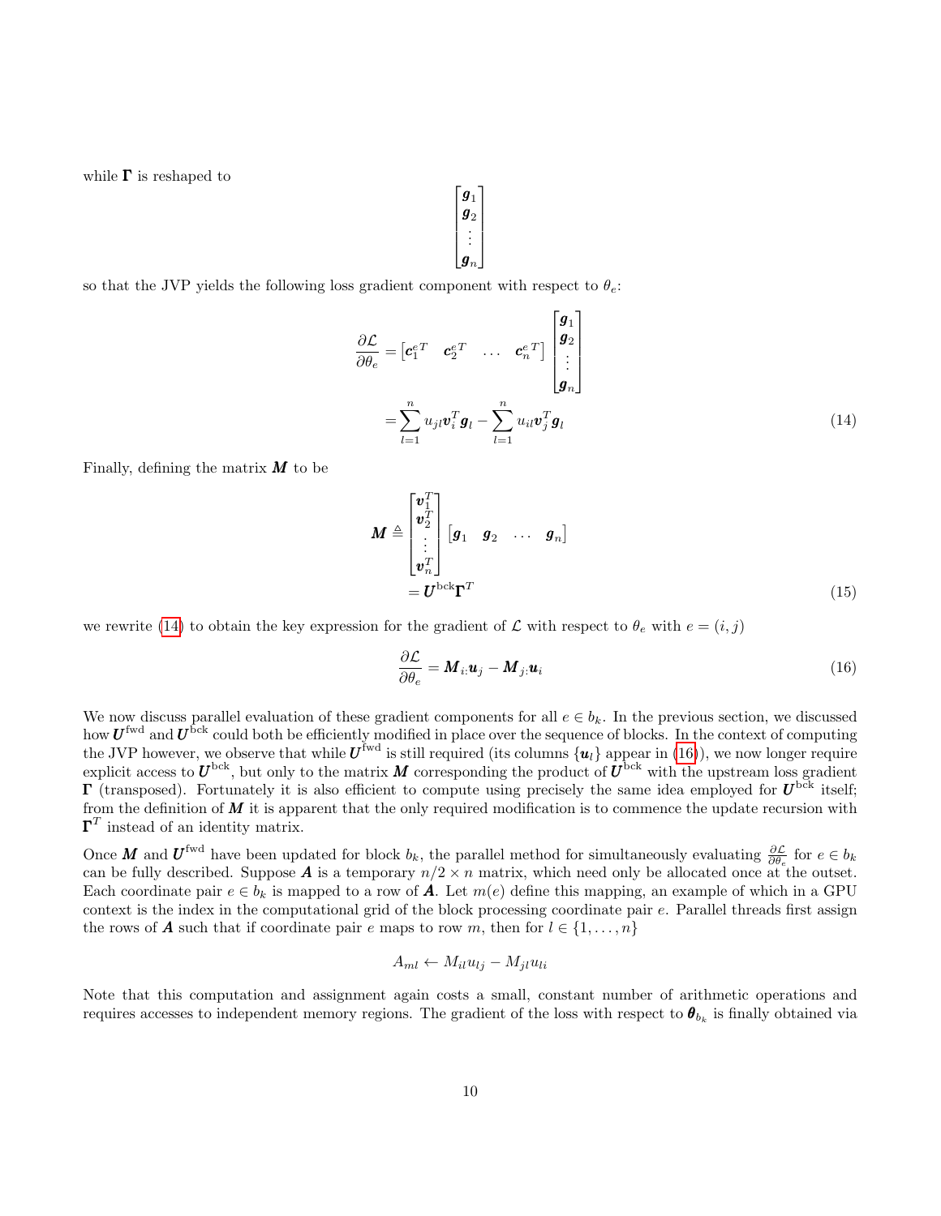while $\boldsymbol{\Gamma}$ is reshaped to

$$
\begin{bmatrix} \boldsymbol{g}_1 \\ \boldsymbol{g}_2 \\ \vdots \\ \boldsymbol{g}_n \end{bmatrix}
$$

so that the JVP yields the following loss gradient component with respect to $\theta_e$:

$$
\begin{aligned}
\frac{\partial \mathcal{L}}{\partial \theta_e} &= \begin{bmatrix} \boldsymbol{c}_1^{e\,T} & \boldsymbol{c}_2^{e\,T} & \dots & \boldsymbol{c}_n^{e\,T} \end{bmatrix} \begin{bmatrix} \boldsymbol{g}_1 \\ \boldsymbol{g}_2 \\ \vdots \\ \boldsymbol{g}_n \end{bmatrix} \\
&= \sum_{l=1}^{n} u_{jl} \boldsymbol{v}_i^T \boldsymbol{g}_l - \sum_{l=1}^{n} u_{il} \boldsymbol{v}_j^T \boldsymbol{g}_l
\end{aligned} \tag{14}
$$

Finally, defining the matrix $\boldsymbol{M}$ to be

$$
\begin{aligned}
\boldsymbol{M} &\triangleq \begin{bmatrix} \boldsymbol{v}_1^T \\ \boldsymbol{v}_2^T \\ \vdots \\ \boldsymbol{v}_n^T \end{bmatrix} \begin{bmatrix} \boldsymbol{g}_1 & \boldsymbol{g}_2 & \dots & \boldsymbol{g}_n \end{bmatrix} \\
&= \boldsymbol{U}^{\text{bck}} \boldsymbol{\Gamma}^T
\end{aligned} \tag{15}
$$

we rewrite (14) to obtain the key expression for the gradient of $\mathcal{L}$ with respect to $\theta_e$ with $e = (i, j)$

$$
\frac{\partial \mathcal{L}}{\partial \theta_e} = \boldsymbol{M}_{i:} \boldsymbol{u}_j - \boldsymbol{M}_{j:} \boldsymbol{u}_i \tag{16}
$$

We now discuss parallel evaluation of these gradient components for all $e \in b_k$. In the previous section, we discussed how $\boldsymbol{U}^{\text{fwd}}$ and $\boldsymbol{U}^{\text{bck}}$ could both be efficiently modified in place over the sequence of blocks. In the context of computing the JVP however, we observe that while $\boldsymbol{U}^{\text{fwd}}$ is still required (its columns $\{\boldsymbol{u}_l\}$ appear in (16)), we now longer require explicit access to $\boldsymbol{U}^{\text{bck}}$, but only to the matrix $\boldsymbol{M}$ corresponding the product of $\boldsymbol{U}^{\text{bck}}$ with the upstream loss gradient $\boldsymbol{\Gamma}$ (transposed). Fortunately it is also efficient to compute using precisely the same idea employed for $\boldsymbol{U}^{\text{bck}}$ itself; from the definition of $\boldsymbol{M}$ it is apparent that the only required modification is to commence the update recursion with $\boldsymbol{\Gamma}^T$ instead of an identity matrix.

Once $\boldsymbol{M}$ and $\boldsymbol{U}^{\text{fwd}}$ have been updated for block $b_k$, the parallel method for simultaneously evaluating $\frac{\partial \mathcal{L}}{\partial \theta_e}$ for $e \in b_k$ can be fully described. Suppose $\boldsymbol{A}$ is a temporary $n/2 \times n$ matrix, which need only be allocated once at the outset. Each coordinate pair $e \in b_k$ is mapped to a row of $\boldsymbol{A}$. Let $m(e)$ define this mapping, an example of which in a GPU context is the index in the computational grid of the block processing coordinate pair $e$. Parallel threads first assign the rows of $\boldsymbol{A}$ such that if coordinate pair $e$ maps to row $m$, then for $l \in \{1, \dots, n\}$

$$
A_{ml} \leftarrow M_{il} u_{lj} - M_{jl} u_{li}
$$

Note that this computation and assignment again costs a small, constant number of arithmetic operations and requires accesses to independent memory regions. The gradient of the loss with respect to $\boldsymbol{\theta}_{b_k}$ is finally obtained via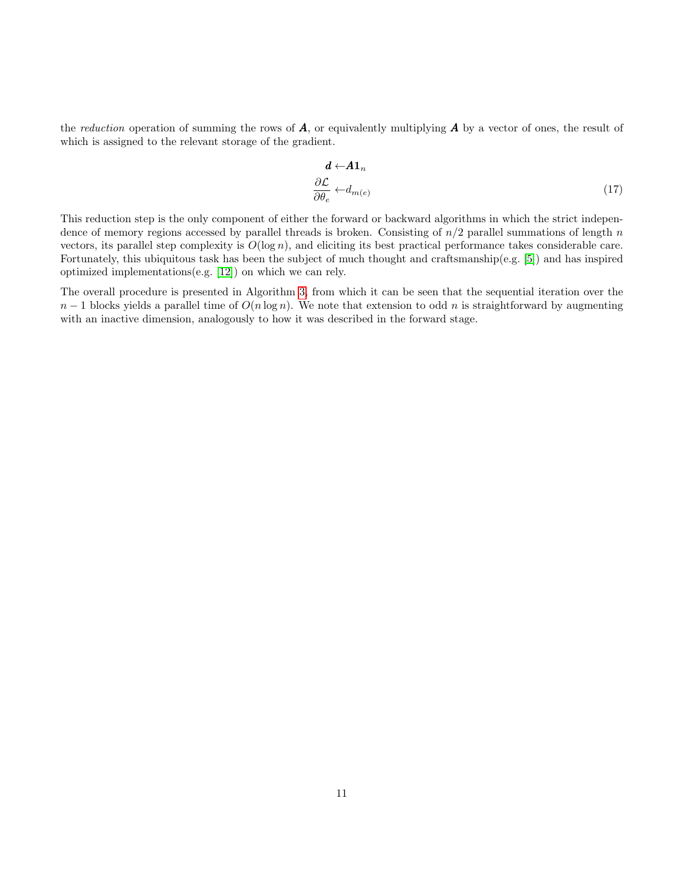the *reduction* operation of summing the rows of $\boldsymbol{A}$, or equivalently multiplying $\boldsymbol{A}$ by a vector of ones, the result of which is assigned to the relevant storage of the gradient.

$$
\begin{aligned}
\boldsymbol{d} \leftarrow & \boldsymbol{A}\mathbf{1}_n \\
\frac{\partial \mathcal{L}}{\partial \theta_e} \leftarrow & d_{m(e)}
\end{aligned}
\tag{17}
$$

This reduction step is the only component of either the forward or backward algorithms in which the strict independence of memory regions accessed by parallel threads is broken. Consisting of $n/2$ parallel summations of length $n$ vectors, its parallel step complexity is $O(\log n)$, and eliciting its best practical performance takes considerable care. Fortunately, this ubiquitous task has been the subject of much thought and craftsmanship(e.g. [5]) and has inspired optimized implementations(e.g. [12]) on which we can rely.

The overall procedure is presented in Algorithm 3, from which it can be seen that the sequential iteration over the $n-1$ blocks yields a parallel time of $O(n \log n)$. We note that extension to odd $n$ is straightforward by augmenting with an inactive dimension, analogously to how it was described in the forward stage.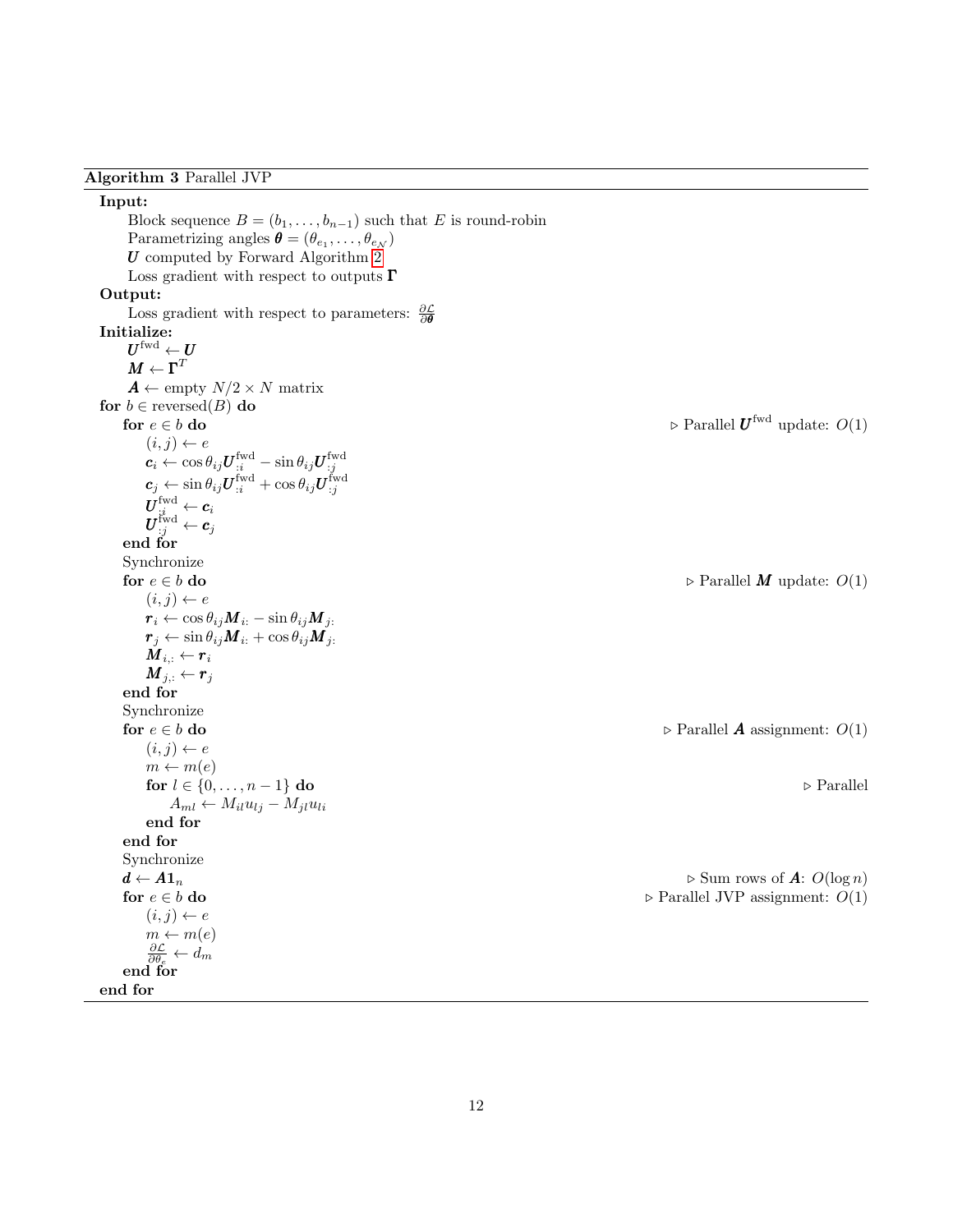**Algorithm 3** Parallel JVP

**Input:**

  Block sequence $B = (b_1, \ldots, b_{n-1})$ such that $E$ is round-robin
  Parametrizing angles $\boldsymbol{\theta} = (\theta_{e_1}, \ldots, \theta_{e_{\mathcal{N}}})$
  $\boldsymbol{U}$ computed by Forward Algorithm 2
  Loss gradient with respect to outputs $\boldsymbol{\Gamma}$

**Output:**

  Loss gradient with respect to parameters: $\frac{\partial \mathcal{L}}{\partial \boldsymbol{\theta}}$

**Initialize:**

  $\boldsymbol{U}^{\text{fwd}} \leftarrow \boldsymbol{U}$
  $\boldsymbol{M} \leftarrow \boldsymbol{\Gamma}^T$
  $\boldsymbol{A} \leftarrow$ empty $N/2 \times N$ matrix

```
for b ∈ reversed(B) do
    for e ∈ b do                                          ▷ Parallel U^fwd update: O(1)
        (i, j) ← e
        c_i ← cos θ_ij U^fwd_{:i} − sin θ_ij U^fwd_{:j}
        c_j ← sin θ_ij U^fwd_{:i} + cos θ_ij U^fwd_{:j}
        U^fwd_{:i} ← c_i
        U^fwd_{:j} ← c_j
    end for
    Synchronize
    for e ∈ b do                                          ▷ Parallel M update: O(1)
        (i, j) ← e
        r_i ← cos θ_ij M_{i:} − sin θ_ij M_{j:}
        r_j ← sin θ_ij M_{i:} + cos θ_ij M_{j:}
        M_{i,:} ← r_i
        M_{j,:} ← r_j
    end for
    Synchronize
    for e ∈ b do                                          ▷ Parallel A assignment: O(1)
        (i, j) ← e
        m ← m(e)
        for l ∈ {0, ..., n − 1} do                        ▷ Parallel
            A_ml ← M_il u_lj − M_jl u_li
        end for
    end for
    Synchronize
    d ← A 1_n                                             ▷ Sum rows of A: O(log n)
    for e ∈ b do                                          ▷ Parallel JVP assignment: O(1)
        (i, j) ← e
        m ← m(e)
        ∂L/∂θ_e ← d_m
    end for
end for
```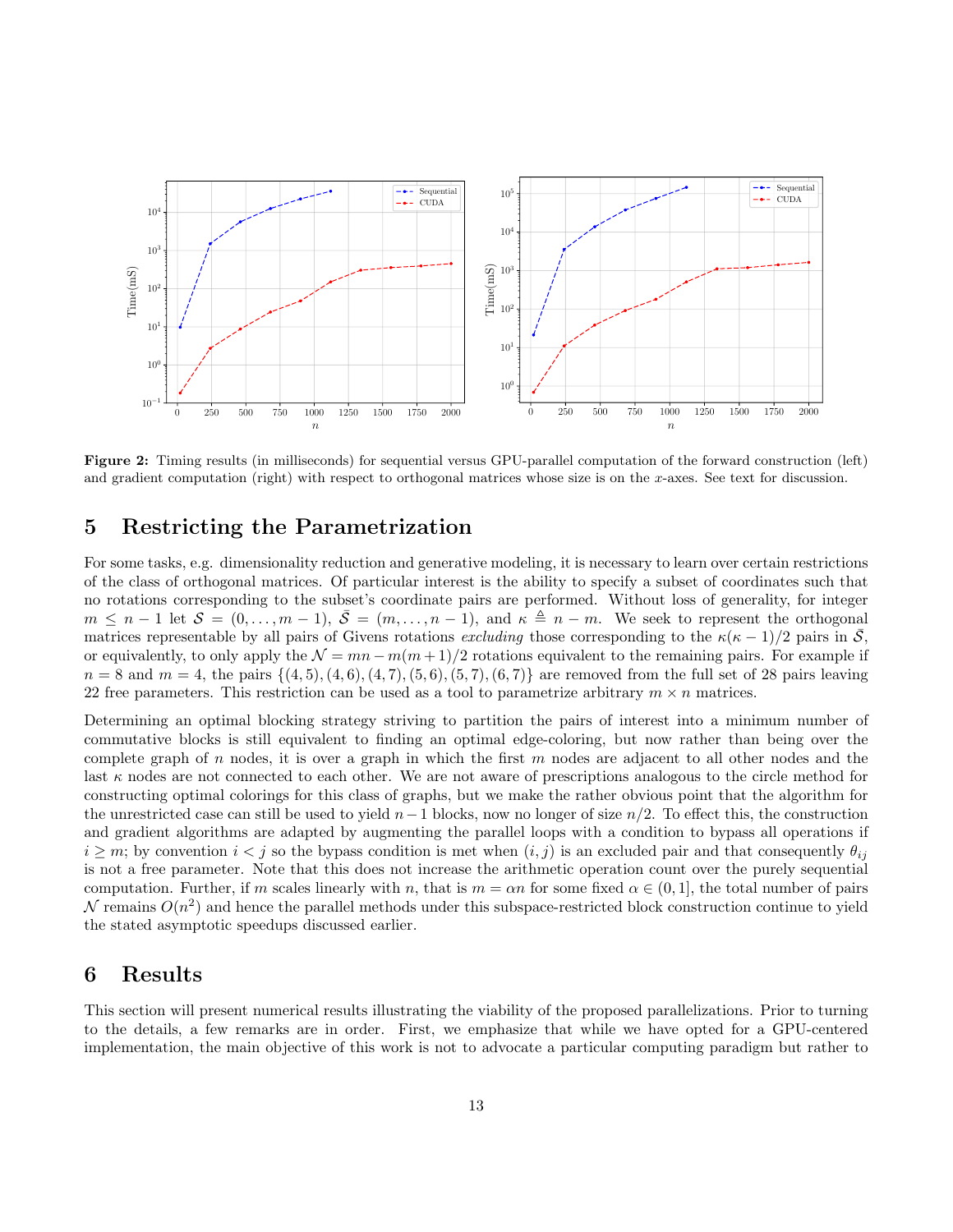**Figure 2:** Timing results (in milliseconds) for sequential versus GPU-parallel computation of the forward construction (left) and gradient computation (right) with respect to orthogonal matrices whose size is on the $x$-axes. See text for discussion.

## 5 Restricting the Parametrization

For some tasks, e.g. dimensionality reduction and generative modeling, it is necessary to learn over certain restrictions of the class of orthogonal matrices. Of particular interest is the ability to specify a subset of coordinates such that no rotations corresponding to the subset's coordinate pairs are performed. Without loss of generality, for integer $m \leq n-1$ let $\mathcal{S} = (0, \ldots, m-1)$, $\bar{\mathcal{S}} = (m, \ldots, n-1)$, and $\kappa \triangleq n - m$. We seek to represent the orthogonal matrices representable by all pairs of Givens rotations *excluding* those corresponding to the $\kappa(\kappa-1)/2$ pairs in $\bar{\mathcal{S}}$, or equivalently, to only apply the $\mathcal{N} = mn - m(m+1)/2$ rotations equivalent to the remaining pairs. For example if $n = 8$ and $m = 4$, the pairs $\{(4,5), (4,6), (4,7), (5,6), (5,7), (6,7)\}$ are removed from the full set of 28 pairs leaving 22 free parameters. This restriction can be used as a tool to parametrize arbitrary $m \times n$ matrices.

Determining an optimal blocking strategy striving to partition the pairs of interest into a minimum number of commutative blocks is still equivalent to finding an optimal edge-coloring, but now rather than being over the complete graph of $n$ nodes, it is over a graph in which the first $m$ nodes are adjacent to all other nodes and the last $\kappa$ nodes are not connected to each other. We are not aware of prescriptions analogous to the circle method for constructing optimal colorings for this class of graphs, but we make the rather obvious point that the algorithm for the unrestricted case can still be used to yield $n-1$ blocks, now no longer of size $n/2$. To effect this, the construction and gradient algorithms are adapted by augmenting the parallel loops with a condition to bypass all operations if $i \geq m$; by convention $i < j$ so the bypass condition is met when $(i, j)$ is an excluded pair and that consequently $\theta_{ij}$ is not a free parameter. Note that this does not increase the arithmetic operation count over the purely sequential computation. Further, if $m$ scales linearly with $n$, that is $m = \alpha n$ for some fixed $\alpha \in (0, 1]$, the total number of pairs $\mathcal{N}$ remains $O(n^2)$ and hence the parallel methods under this subspace-restricted block construction continue to yield the stated asymptotic speedups discussed earlier.

## 6 Results

This section will present numerical results illustrating the viability of the proposed parallelizations. Prior to turning to the details, a few remarks are in order. First, we emphasize that while we have opted for a GPU-centered implementation, the main objective of this work is not to advocate a particular computing paradigm but rather to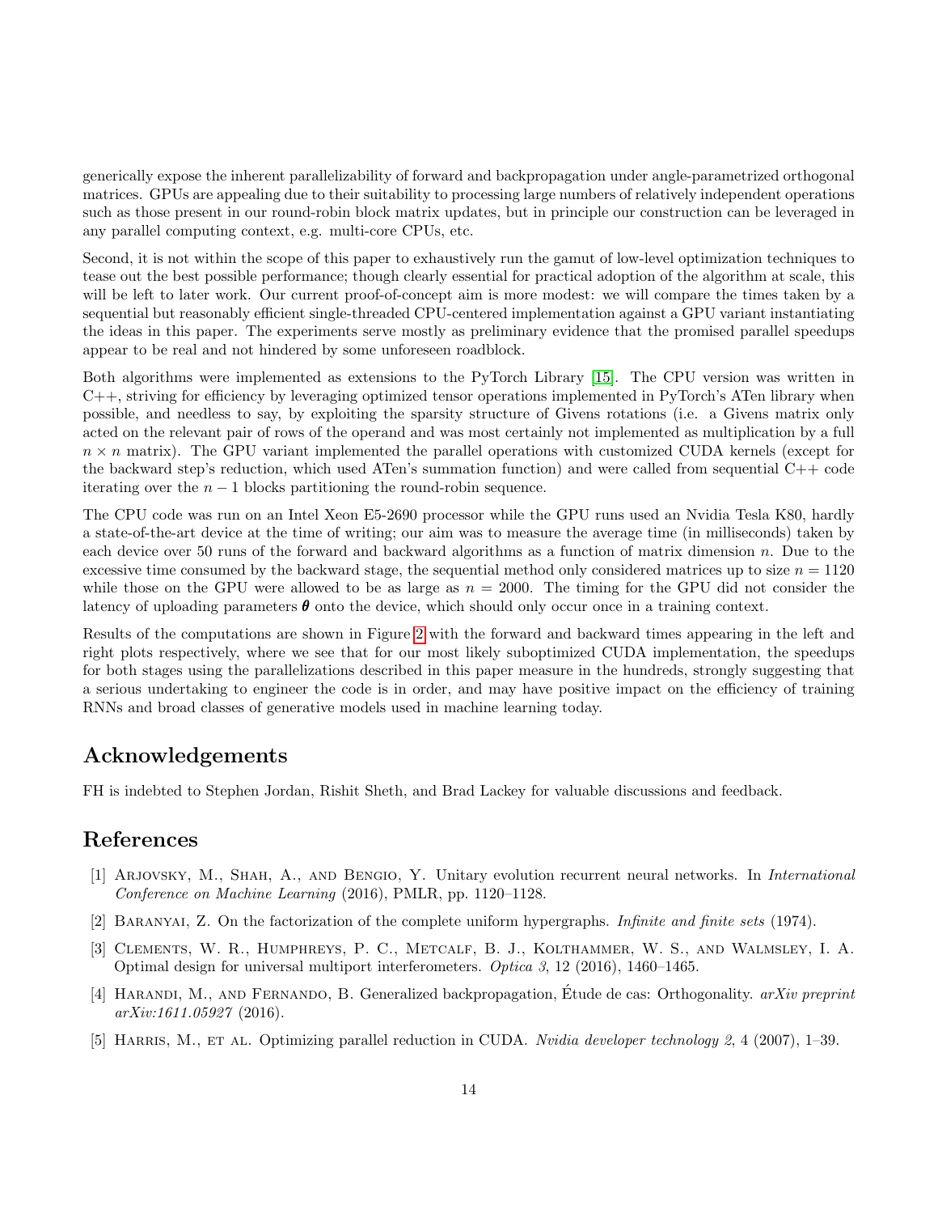generically expose the inherent parallelizability of forward and backpropagation under angle-parametrized orthogonal matrices. GPUs are appealing due to their suitability to processing large numbers of relatively independent operations such as those present in our round-robin block matrix updates, but in principle our construction can be leveraged in any parallel computing context, e.g. multi-core CPUs, etc.

Second, it is not within the scope of this paper to exhaustively run the gamut of low-level optimization techniques to tease out the best possible performance; though clearly essential for practical adoption of the algorithm at scale, this will be left to later work. Our current proof-of-concept aim is more modest: we will compare the times taken by a sequential but reasonably efficient single-threaded CPU-centered implementation against a GPU variant instantiating the ideas in this paper. The experiments serve mostly as preliminary evidence that the promised parallel speedups appear to be real and not hindered by some unforeseen roadblock.

Both algorithms were implemented as extensions to the PyTorch Library [15]. The CPU version was written in C++, striving for efficiency by leveraging optimized tensor operations implemented in PyTorch's ATen library when possible, and needless to say, by exploiting the sparsity structure of Givens rotations (i.e. a Givens matrix only acted on the relevant pair of rows of the operand and was most certainly not implemented as multiplication by a full $n \times n$ matrix). The GPU variant implemented the parallel operations with customized CUDA kernels (except for the backward step's reduction, which used ATen's summation function) and were called from sequential C++ code iterating over the $n-1$ blocks partitioning the round-robin sequence.

The CPU code was run on an Intel Xeon E5-2690 processor while the GPU runs used an Nvidia Tesla K80, hardly a state-of-the-art device at the time of writing; our aim was to measure the average time (in milliseconds) taken by each device over 50 runs of the forward and backward algorithms as a function of matrix dimension $n$. Due to the excessive time consumed by the backward stage, the sequential method only considered matrices up to size $n = 1120$ while those on the GPU were allowed to be as large as $n = 2000$. The timing for the GPU did not consider the latency of uploading parameters $\boldsymbol{\theta}$ onto the device, which should only occur once in a training context.

Results of the computations are shown in Figure 2 with the forward and backward times appearing in the left and right plots respectively, where we see that for our most likely suboptimized CUDA implementation, the speedups for both stages using the parallelizations described in this paper measure in the hundreds, strongly suggesting that a serious undertaking to engineer the code is in order, and may have positive impact on the efficiency of training RNNs and broad classes of generative models used in machine learning today.

## Acknowledgements

FH is indebted to Stephen Jordan, Rishit Sheth, and Brad Lackey for valuable discussions and feedback.

## References

[1] Arjovsky, M., Shah, A., and Bengio, Y. Unitary evolution recurrent neural networks. In *International Conference on Machine Learning* (2016), PMLR, pp. 1120–1128.

[2] Baranyai, Z. On the factorization of the complete uniform hypergraphs. *Infinite and finite sets* (1974).

[3] Clements, W. R., Humphreys, P. C., Metcalf, B. J., Kolthammer, W. S., and Walmsley, I. A. Optimal design for universal multiport interferometers. *Optica 3*, 12 (2016), 1460–1465.

[4] Harandi, M., and Fernando, B. Generalized backpropagation, Étude de cas: Orthogonality. *arXiv preprint arXiv:1611.05927* (2016).

[5] Harris, M., et al. Optimizing parallel reduction in CUDA. *Nvidia developer technology 2*, 4 (2007), 1–39.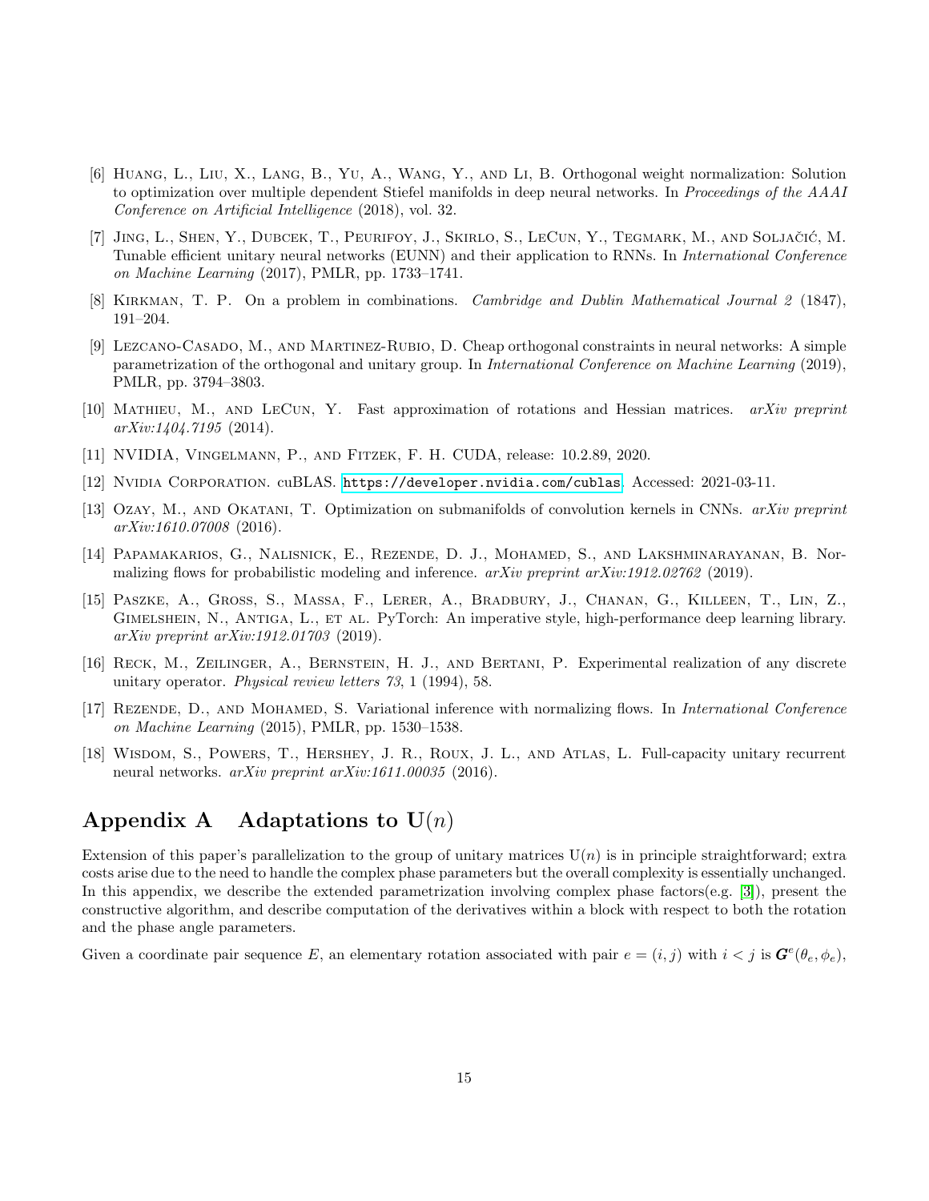[6] Huang, L., Liu, X., Lang, B., Yu, A., Wang, Y., and Li, B. Orthogonal weight normalization: Solution to optimization over multiple dependent Stiefel manifolds in deep neural networks. In *Proceedings of the AAAI Conference on Artificial Intelligence* (2018), vol. 32.

[7] Jing, L., Shen, Y., Dubcek, T., Peurifoy, J., Skirlo, S., LeCun, Y., Tegmark, M., and Soljačić, M. Tunable efficient unitary neural networks (EUNN) and their application to RNNs. In *International Conference on Machine Learning* (2017), PMLR, pp. 1733–1741.

[8] Kirkman, T. P. On a problem in combinations. *Cambridge and Dublin Mathematical Journal 2* (1847), 191–204.

[9] Lezcano-Casado, M., and Martinez-Rubio, D. Cheap orthogonal constraints in neural networks: A simple parametrization of the orthogonal and unitary group. In *International Conference on Machine Learning* (2019), PMLR, pp. 3794–3803.

[10] Mathieu, M., and LeCun, Y. Fast approximation of rotations and Hessian matrices. *arXiv preprint arXiv:1404.7195* (2014).

[11] NVIDIA, Vingelmann, P., and Fitzek, F. H. CUDA, release: 10.2.89, 2020.

[12] Nvidia Corporation. cuBLAS. https://developer.nvidia.com/cublas. Accessed: 2021-03-11.

[13] Ozay, M., and Okatani, T. Optimization on submanifolds of convolution kernels in CNNs. *arXiv preprint arXiv:1610.07008* (2016).

[14] Papamakarios, G., Nalisnick, E., Rezende, D. J., Mohamed, S., and Lakshminarayanan, B. Normalizing flows for probabilistic modeling and inference. *arXiv preprint arXiv:1912.02762* (2019).

[15] Paszke, A., Gross, S., Massa, F., Lerer, A., Bradbury, J., Chanan, G., Killeen, T., Lin, Z., Gimelshein, N., Antiga, L., et al. PyTorch: An imperative style, high-performance deep learning library. *arXiv preprint arXiv:1912.01703* (2019).

[16] Reck, M., Zeilinger, A., Bernstein, H. J., and Bertani, P. Experimental realization of any discrete unitary operator. *Physical review letters 73*, 1 (1994), 58.

[17] Rezende, D., and Mohamed, S. Variational inference with normalizing flows. In *International Conference on Machine Learning* (2015), PMLR, pp. 1530–1538.

[18] Wisdom, S., Powers, T., Hershey, J. R., Roux, J. L., and Atlas, L. Full-capacity unitary recurrent neural networks. *arXiv preprint arXiv:1611.00035* (2016).

# Appendix A Adaptations to $\mathrm{U}(n)$

Extension of this paper's parallelization to the group of unitary matrices $\mathrm{U}(n)$ is in principle straightforward; extra costs arise due to the need to handle the complex phase parameters but the overall complexity is essentially unchanged. In this appendix, we describe the extended parametrization involving complex phase factors(e.g. [3]), present the constructive algorithm, and describe computation of the derivatives within a block with respect to both the rotation and the phase angle parameters.

Given a coordinate pair sequence $E$, an elementary rotation associated with pair $e = (i, j)$ with $i < j$ is $\boldsymbol{G}^e(\theta_e, \phi_e)$,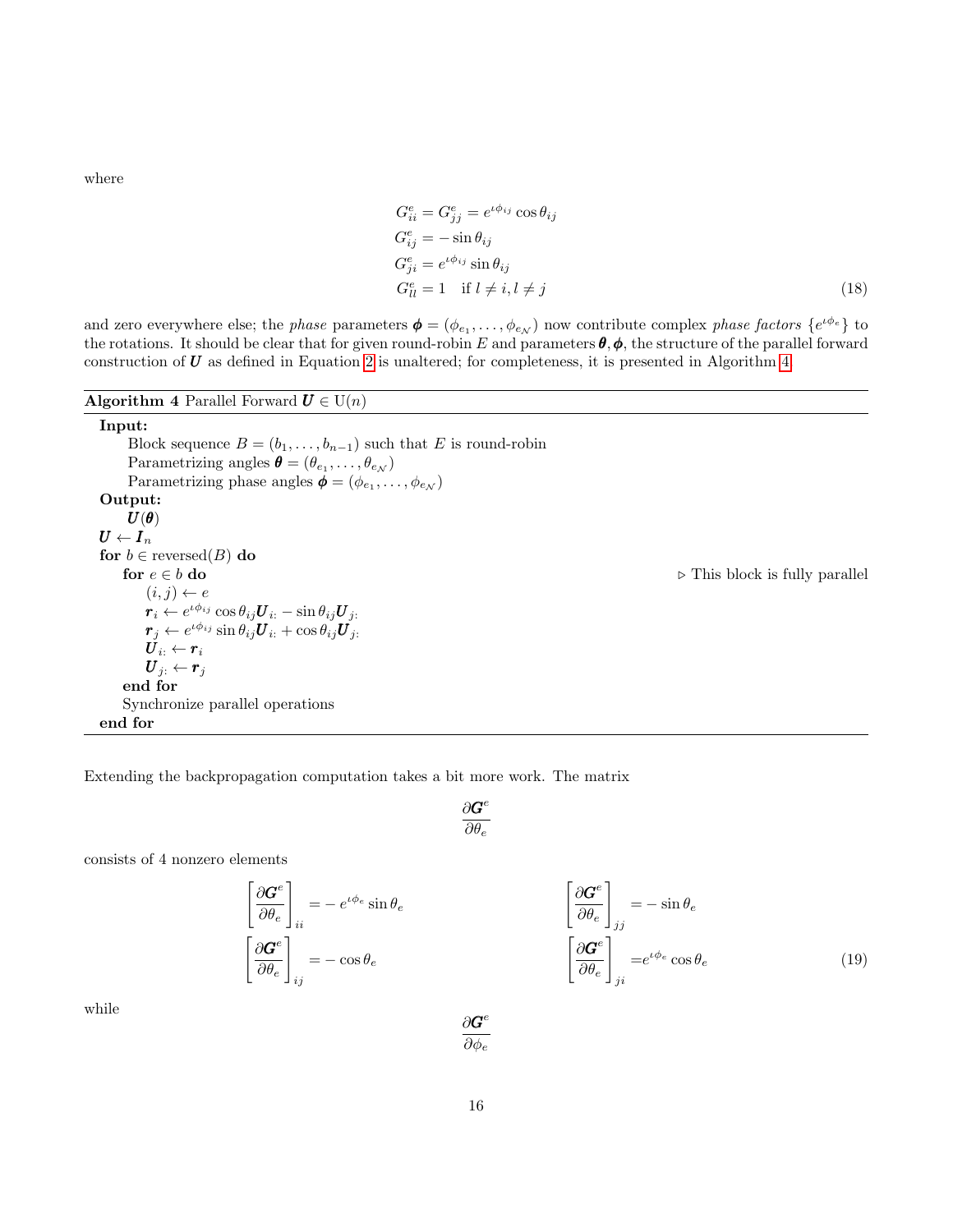where

$$
\begin{aligned}
G^e_{ii} &= G^e_{jj} = e^{\iota\phi_{ij}} \cos\theta_{ij} \\
G^e_{ij} &= -\sin\theta_{ij} \\
G^e_{ji} &= e^{\iota\phi_{ij}} \sin\theta_{ij} \\
G^e_{ll} &= 1 \quad \text{if } l \neq i, l \neq j
\end{aligned} \tag{18}
$$

and zero everywhere else; the *phase* parameters $\boldsymbol{\phi} = (\phi_{e_1}, \ldots, \phi_{e_\mathcal{N}})$ now contribute complex *phase factors* $\{e^{\iota\phi_e}\}$ to the rotations. It should be clear that for given round-robin $E$ and parameters $\boldsymbol{\theta}, \boldsymbol{\phi}$, the structure of the parallel forward construction of $\boldsymbol{U}$ as defined in Equation 2 is unaltered; for completeness, it is presented in Algorithm 4.

---

**Algorithm 4** Parallel Forward $\boldsymbol{U} \in \mathrm{U}(n)$

---

**Input:**
  Block sequence $B = (b_1, \ldots, b_{n-1})$ such that $E$ is round-robin
  Parametrizing angles $\boldsymbol{\theta} = (\theta_{e_1}, \ldots, \theta_{e_\mathcal{N}})$
  Parametrizing phase angles $\boldsymbol{\phi} = (\phi_{e_1}, \ldots, \phi_{e_\mathcal{N}})$
**Output:**
  $\boldsymbol{U}(\boldsymbol{\theta})$
$\boldsymbol{U} \leftarrow \boldsymbol{I}_n$
**for** $b \in \text{reversed}(B)$ **do**
  **for** $e \in b$ **do** ▷ This block is fully parallel
    $(i, j) \leftarrow e$
    $\boldsymbol{r}_i \leftarrow e^{\iota\phi_{ij}} \cos\theta_{ij} \boldsymbol{U}_{i:} - \sin\theta_{ij} \boldsymbol{U}_{j:}$
    $\boldsymbol{r}_j \leftarrow e^{\iota\phi_{ij}} \sin\theta_{ij} \boldsymbol{U}_{i:} + \cos\theta_{ij} \boldsymbol{U}_{j:}$
    $\boldsymbol{U}_{i:} \leftarrow \boldsymbol{r}_i$
    $\boldsymbol{U}_{j:} \leftarrow \boldsymbol{r}_j$
  **end for**
  Synchronize parallel operations
**end for**

---

Extending the backpropagation computation takes a bit more work. The matrix

$$
\frac{\partial \boldsymbol{G}^e}{\partial \theta_e}
$$

consists of 4 nonzero elements

$$
\begin{aligned}
\left[\frac{\partial \boldsymbol{G}^e}{\partial \theta_e}\right]_{ii} &= -\, e^{\iota\phi_e} \sin\theta_e & \qquad \left[\frac{\partial \boldsymbol{G}^e}{\partial \theta_e}\right]_{jj} &= -\sin\theta_e \\
\left[\frac{\partial \boldsymbol{G}^e}{\partial \theta_e}\right]_{ij} &= -\cos\theta_e & \qquad \left[\frac{\partial \boldsymbol{G}^e}{\partial \theta_e}\right]_{ji} &= e^{\iota\phi_e} \cos\theta_e
\end{aligned} \tag{19}
$$

while

$$
\frac{\partial \boldsymbol{G}^e}{\partial \phi_e}
$$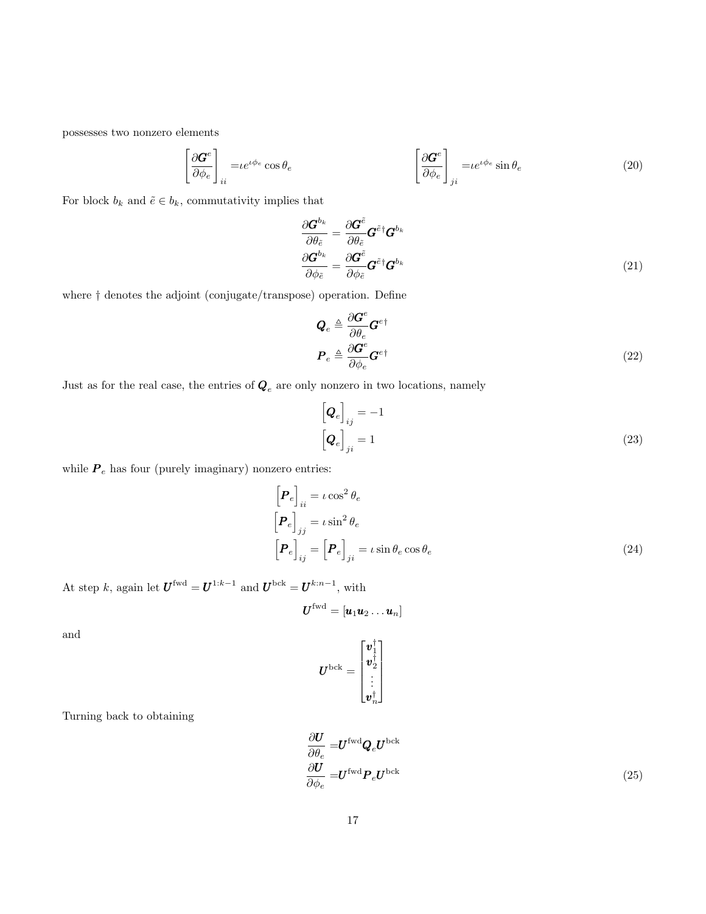possesses two nonzero elements

$$
\left[\frac{\partial \boldsymbol{G}^e}{\partial \phi_e}\right]_{ii} = \iota e^{\iota \phi_e} \cos\theta_e \qquad\qquad \left[\frac{\partial \boldsymbol{G}^e}{\partial \phi_e}\right]_{ji} = \iota e^{\iota \phi_e} \sin\theta_e \tag{20}
$$

For block $b_k$ and $\tilde{e} \in b_k$, commutativity implies that

$$
\begin{aligned}
\frac{\partial \boldsymbol{G}^{b_k}}{\partial \theta_{\tilde{e}}} &= \frac{\partial \boldsymbol{G}^{\tilde{e}}}{\partial \theta_{\tilde{e}}} \boldsymbol{G}^{\tilde{e}\dagger} \boldsymbol{G}^{b_k} \\
\frac{\partial \boldsymbol{G}^{b_k}}{\partial \phi_{\tilde{e}}} &= \frac{\partial \boldsymbol{G}^{\tilde{e}}}{\partial \phi_{\tilde{e}}} \boldsymbol{G}^{\tilde{e}\dagger} \boldsymbol{G}^{b_k}
\end{aligned} \tag{21}
$$

where $\dagger$ denotes the adjoint (conjugate/transpose) operation. Define

$$
\begin{aligned}
\boldsymbol{Q}_e &\triangleq \frac{\partial \boldsymbol{G}^e}{\partial \theta_e} \boldsymbol{G}^{e\dagger} \\
\boldsymbol{P}_e &\triangleq \frac{\partial \boldsymbol{G}^e}{\partial \phi_e} \boldsymbol{G}^{e\dagger}
\end{aligned} \tag{22}
$$

Just as for the real case, the entries of $\boldsymbol{Q}_e$ are only nonzero in two locations, namely

$$
\begin{aligned}
\left[\boldsymbol{Q}_e\right]_{ij} &= -1 \\
\left[\boldsymbol{Q}_e\right]_{ji} &= 1
\end{aligned} \tag{23}
$$

while $\boldsymbol{P}_e$ has four (purely imaginary) nonzero entries:

$$
\begin{aligned}
\left[\boldsymbol{P}_e\right]_{ii} &= \iota \cos^2\theta_e \\
\left[\boldsymbol{P}_e\right]_{jj} &= \iota \sin^2\theta_e \\
\left[\boldsymbol{P}_e\right]_{ij} = \left[\boldsymbol{P}_e\right]_{ji} &= \iota \sin\theta_e \cos\theta_e
\end{aligned} \tag{24}
$$

At step $k$, again let $\boldsymbol{U}^{\text{fwd}} = \boldsymbol{U}^{1:k-1}$ and $\boldsymbol{U}^{\text{bck}} = \boldsymbol{U}^{k:n-1}$, with

$$
\boldsymbol{U}^{\text{fwd}} = [\boldsymbol{u}_1 \boldsymbol{u}_2 \ldots \boldsymbol{u}_n]
$$

and

$$
\boldsymbol{U}^{\text{bck}} = \begin{bmatrix} \boldsymbol{v}_1^\dagger \\ \boldsymbol{v}_2^\dagger \\ \vdots \\ \boldsymbol{v}_n^\dagger \end{bmatrix}
$$

Turning back to obtaining

$$
\begin{aligned}
\frac{\partial \boldsymbol{U}}{\partial \theta_e} &= \boldsymbol{U}^{\text{fwd}} \boldsymbol{Q}_e \boldsymbol{U}^{\text{bck}} \\
\frac{\partial \boldsymbol{U}}{\partial \phi_e} &= \boldsymbol{U}^{\text{fwd}} \boldsymbol{P}_e \boldsymbol{U}^{\text{bck}}
\end{aligned} \tag{25}
$$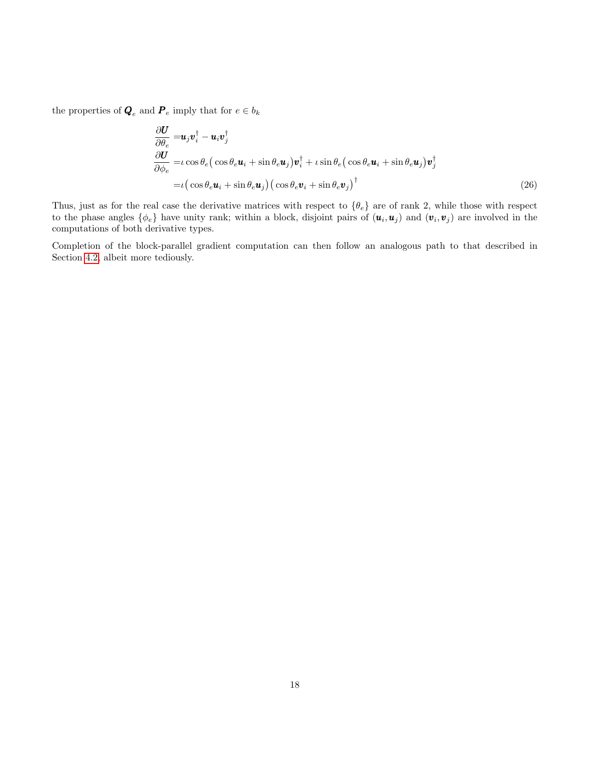the properties of $\boldsymbol{Q}_e$ and $\boldsymbol{P}_e$ imply that for $e \in b_k$

$$
\begin{aligned}
\frac{\partial \boldsymbol{U}}{\partial \theta_e} =& \boldsymbol{u}_j \boldsymbol{v}_i^\dagger - \boldsymbol{u}_i \boldsymbol{v}_j^\dagger \\
\frac{\partial \boldsymbol{U}}{\partial \phi_e} =& \iota \cos\theta_e \big( \cos\theta_e \boldsymbol{u}_i + \sin\theta_e \boldsymbol{u}_j \big) \boldsymbol{v}_i^\dagger + \iota \sin\theta_e \big( \cos\theta_e \boldsymbol{u}_i + \sin\theta_e \boldsymbol{u}_j \big) \boldsymbol{v}_j^\dagger \\
=& \iota \big( \cos\theta_e \boldsymbol{u}_i + \sin\theta_e \boldsymbol{u}_j \big) \big( \cos\theta_e \boldsymbol{v}_i + \sin\theta_e \boldsymbol{v}_j \big)^\dagger
\end{aligned}
\tag{26}
$$

Thus, just as for the real case the derivative matrices with respect to $\{\theta_e\}$ are of rank 2, while those with respect to the phase angles $\{\phi_e\}$ have unity rank; within a block, disjoint pairs of $(\boldsymbol{u}_i, \boldsymbol{u}_j)$ and $(\boldsymbol{v}_i, \boldsymbol{v}_j)$ are involved in the computations of both derivative types.

Completion of the block-parallel gradient computation can then follow an analogous path to that described in Section 4.2, albeit more tediously.